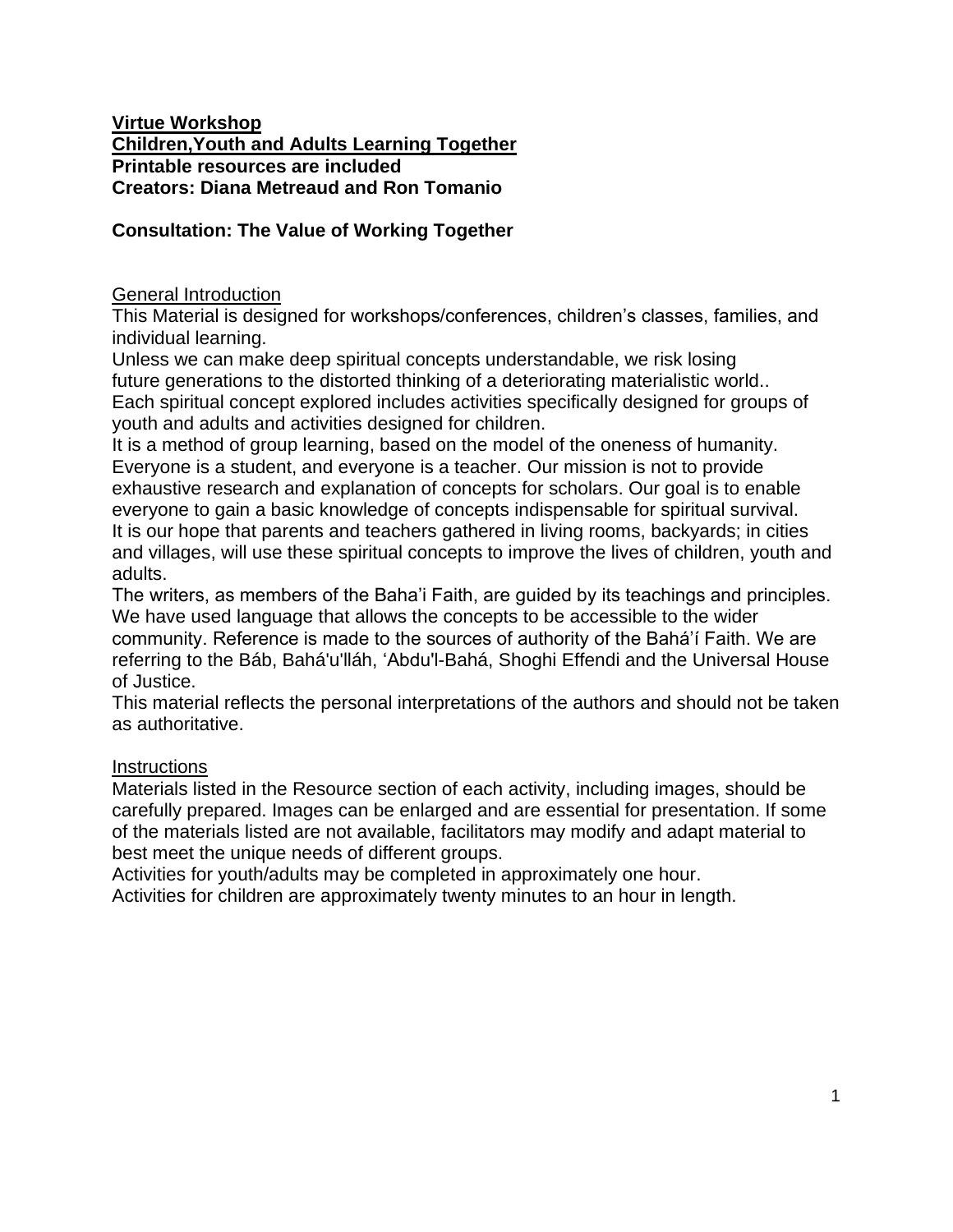**Virtue Workshop**
**Children,Youth and Adults Learning Together**
**Printable resources are included**
**Creators: Diana Metreaud and Ron Tomanio**

## Consultation: The Value of Working Together

### General Introduction

This Material is designed for workshops/conferences, children's classes, families, and individual learning.
Unless we can make deep spiritual concepts understandable, we risk losing future generations to the distorted thinking of a deteriorating materialistic world..
Each spiritual concept explored includes activities specifically designed for groups of youth and adults and activities designed for children.
It is a method of group learning, based on the model of the oneness of humanity. Everyone is a student, and everyone is a teacher. Our mission is not to provide exhaustive research and explanation of concepts for scholars. Our goal is to enable everyone to gain a basic knowledge of concepts indispensable for spiritual survival.
It is our hope that parents and teachers gathered in living rooms, backyards; in cities and villages, will use these spiritual concepts to improve the lives of children, youth and adults.
The writers, as members of the Baha'i Faith, are guided by its teachings and principles. We have used language that allows the concepts to be accessible to the wider community. Reference is made to the sources of authority of the Bahá'í Faith. We are referring to the Báb, Bahá'u'lláh, 'Abdu'l-Bahá, Shoghi Effendi and the Universal House of Justice.
This material reflects the personal interpretations of the authors and should not be taken as authoritative.

### Instructions

Materials listed in the Resource section of each activity, including images, should be carefully prepared. Images can be enlarged and are essential for presentation. If some of the materials listed are not available, facilitators may modify and adapt material to best meet the unique needs of different groups.
Activities for youth/adults may be completed in approximately one hour.
Activities for children are approximately twenty minutes to an hour in length.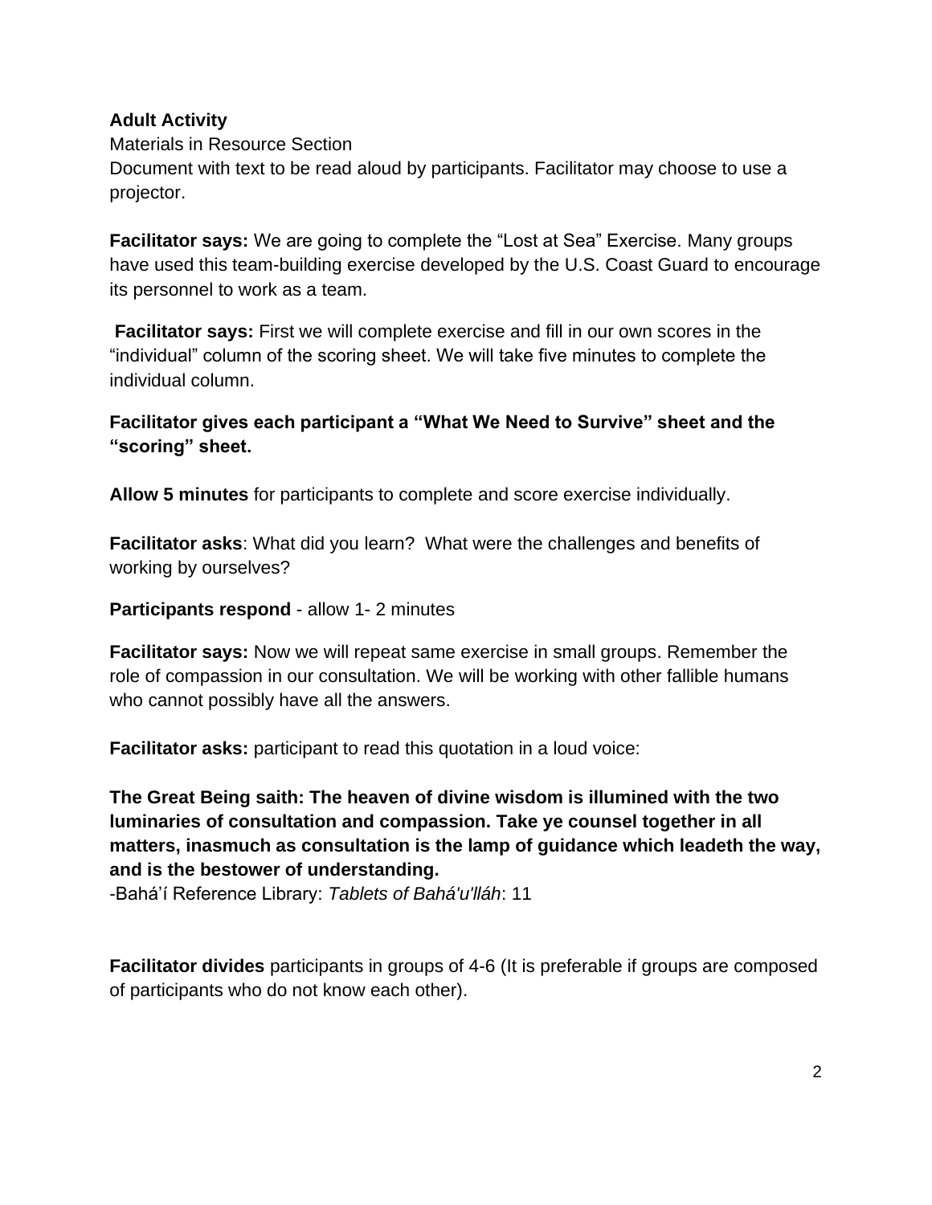**Adult Activity**

Materials in Resource Section

Document with text to be read aloud by participants. Facilitator may choose to use a projector.

**Facilitator says:** We are going to complete the "Lost at Sea" Exercise. Many groups have used this team-building exercise developed by the U.S. Coast Guard to encourage its personnel to work as a team.

**Facilitator says:** First we will complete exercise and fill in our own scores in the "individual" column of the scoring sheet. We will take five minutes to complete the individual column.

**Facilitator gives each participant a "What We Need to Survive" sheet and the "scoring" sheet.**

**Allow 5 minutes** for participants to complete and score exercise individually.

**Facilitator asks**: What did you learn? What were the challenges and benefits of working by ourselves?

**Participants respond** - allow 1- 2 minutes

**Facilitator says:** Now we will repeat same exercise in small groups. Remember the role of compassion in our consultation. We will be working with other fallible humans who cannot possibly have all the answers.

**Facilitator asks:** participant to read this quotation in a loud voice:

**The Great Being saith: The heaven of divine wisdom is illumined with the two luminaries of consultation and compassion. Take ye counsel together in all matters, inasmuch as consultation is the lamp of guidance which leadeth the way, and is the bestower of understanding.**

-Bahá'í Reference Library: *Tablets of Bahá'u'lláh*: 11

**Facilitator divides** participants in groups of 4-6 (It is preferable if groups are composed of participants who do not know each other).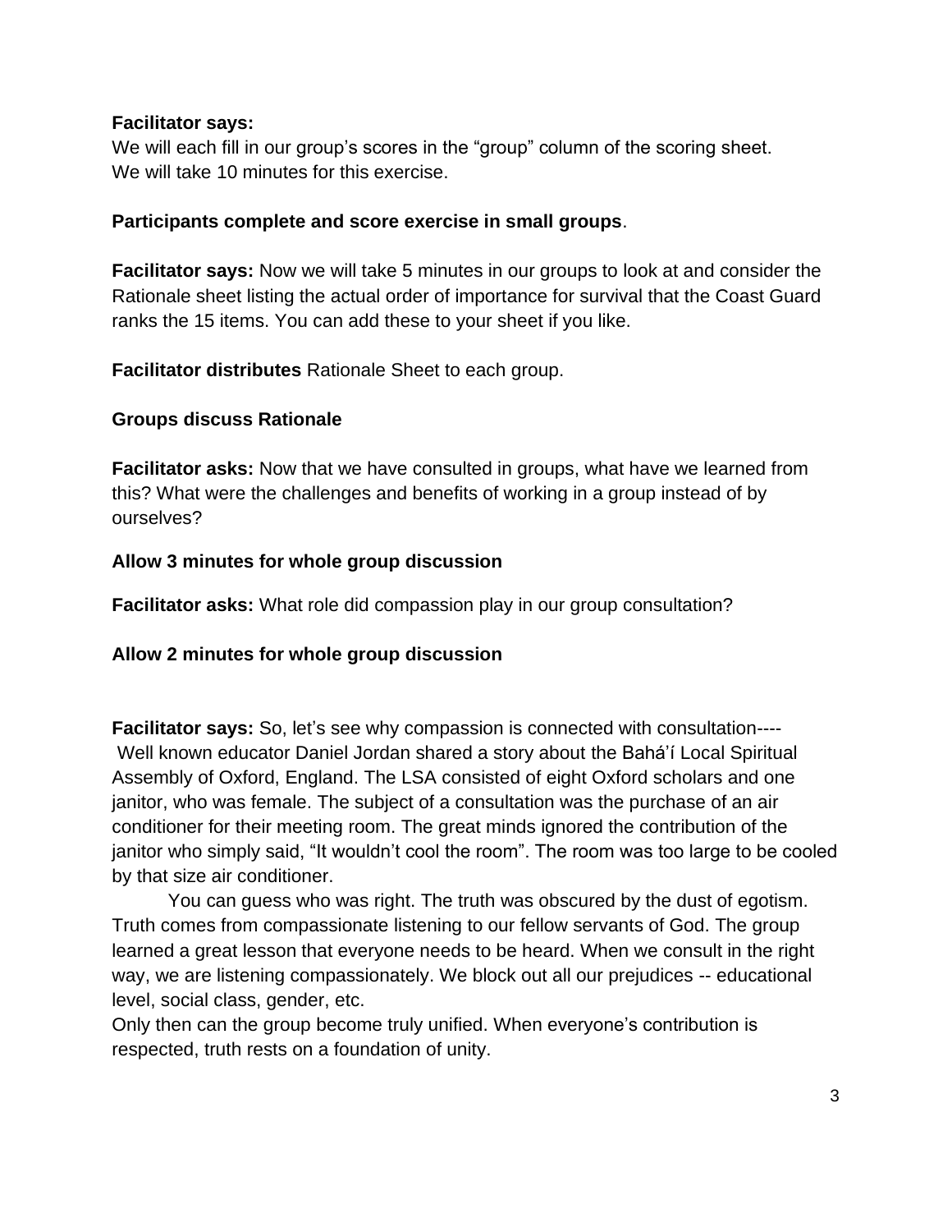**Facilitator says:**
We will each fill in our group's scores in the "group" column of the scoring sheet.
We will take 10 minutes for this exercise.

**Participants complete and score exercise in small groups**.

**Facilitator says:** Now we will take 5 minutes in our groups to look at and consider the Rationale sheet listing the actual order of importance for survival that the Coast Guard ranks the 15 items. You can add these to your sheet if you like.

**Facilitator distributes** Rationale Sheet to each group.

**Groups discuss Rationale**

**Facilitator asks:** Now that we have consulted in groups, what have we learned from this? What were the challenges and benefits of working in a group instead of by ourselves?

**Allow 3 minutes for whole group discussion**

**Facilitator asks:** What role did compassion play in our group consultation?

**Allow 2 minutes for whole group discussion**

**Facilitator says:** So, let's see why compassion is connected with consultation----
Well known educator Daniel Jordan shared a story about the Bahá'í Local Spiritual Assembly of Oxford, England. The LSA consisted of eight Oxford scholars and one janitor, who was female. The subject of a consultation was the purchase of an air conditioner for their meeting room. The great minds ignored the contribution of the janitor who simply said, "It wouldn't cool the room". The room was too large to be cooled by that size air conditioner.

You can guess who was right. The truth was obscured by the dust of egotism. Truth comes from compassionate listening to our fellow servants of God. The group learned a great lesson that everyone needs to be heard. When we consult in the right way, we are listening compassionately. We block out all our prejudices -- educational level, social class, gender, etc.

Only then can the group become truly unified. When everyone's contribution is respected, truth rests on a foundation of unity.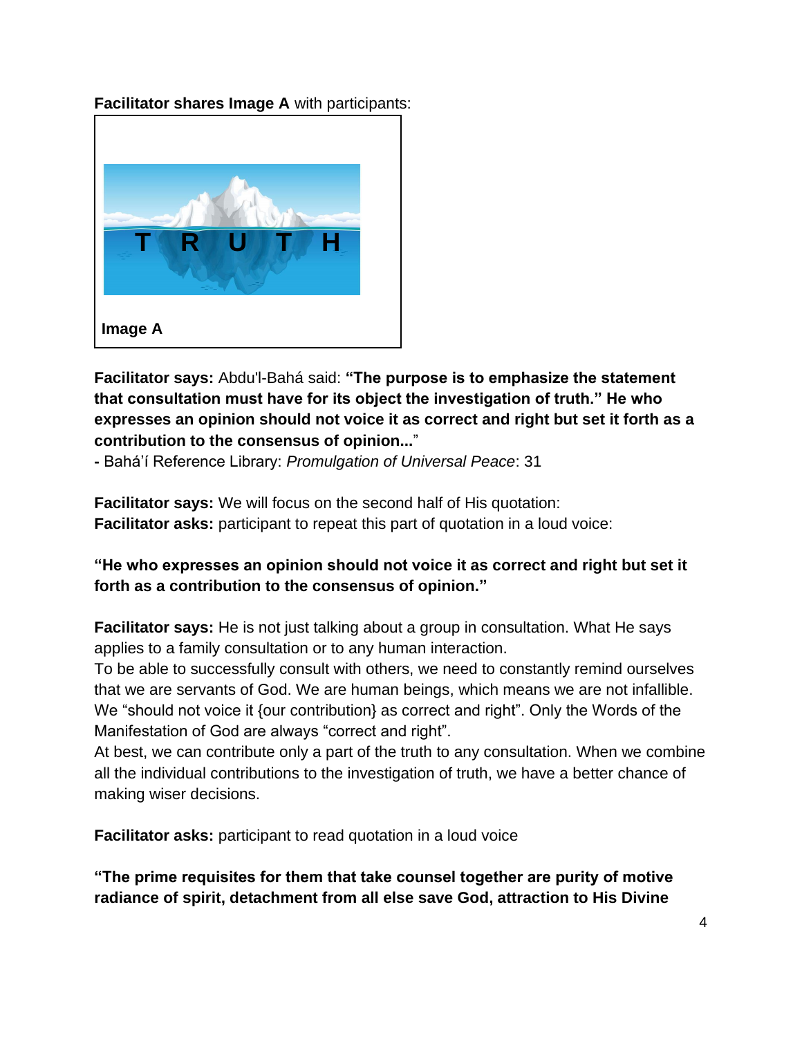**Facilitator shares Image A** with participants:

T R U T H

**Image A**

**Facilitator says:** Abdu'l-Bahá said: **"The purpose is to emphasize the statement that consultation must have for its object the investigation of truth." He who expresses an opinion should not voice it as correct and right but set it forth as a contribution to the consensus of opinion...**"

**-** Bahá'í Reference Library: *Promulgation of Universal Peace*: 31

**Facilitator says:** We will focus on the second half of His quotation:
**Facilitator asks:** participant to repeat this part of quotation in a loud voice:

**"He who expresses an opinion should not voice it as correct and right but set it forth as a contribution to the consensus of opinion."**

**Facilitator says:** He is not just talking about a group in consultation. What He says applies to a family consultation or to any human interaction.
To be able to successfully consult with others, we need to constantly remind ourselves that we are servants of God. We are human beings, which means we are not infallible. We "should not voice it {our contribution} as correct and right". Only the Words of the Manifestation of God are always "correct and right".
At best, we can contribute only a part of the truth to any consultation. When we combine all the individual contributions to the investigation of truth, we have a better chance of making wiser decisions.

**Facilitator asks:** participant to read quotation in a loud voice

**"The prime requisites for them that take counsel together are purity of motive radiance of spirit, detachment from all else save God, attraction to His Divine**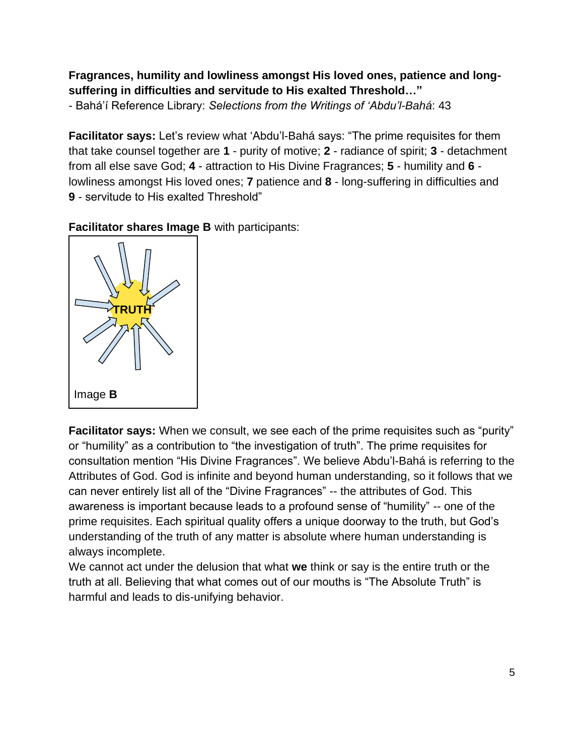**Fragrances, humility and lowliness amongst His loved ones, patience and long-suffering in difficulties and servitude to His exalted Threshold…"**

- Bahá'í Reference Library: *Selections from the Writings of 'Abdu'l-Bahá*: 43

**Facilitator says:** Let's review what 'Abdu'l-Bahá says: "The prime requisites for them that take counsel together are **1** - purity of motive; **2** - radiance of spirit; **3** - detachment from all else save God; **4** - attraction to His Divine Fragrances; **5** - humility and **6** - lowliness amongst His loved ones; **7** patience and **8** - long-suffering in difficulties and **9** - servitude to His exalted Threshold"

**Facilitator shares Image B** with participants:

TRUTH

Image **B**

**Facilitator says:** When we consult, we see each of the prime requisites such as "purity" or "humility" as a contribution to "the investigation of truth". The prime requisites for consultation mention "His Divine Fragrances". We believe Abdu'l-Bahá is referring to the Attributes of God. God is infinite and beyond human understanding, so it follows that we can never entirely list all of the "Divine Fragrances" -- the attributes of God. This awareness is important because leads to a profound sense of "humility" -- one of the prime requisites. Each spiritual quality offers a unique doorway to the truth, but God's understanding of the truth of any matter is absolute where human understanding is always incomplete.

We cannot act under the delusion that what **we** think or say is the entire truth or the truth at all. Believing that what comes out of our mouths is "The Absolute Truth" is harmful and leads to dis-unifying behavior.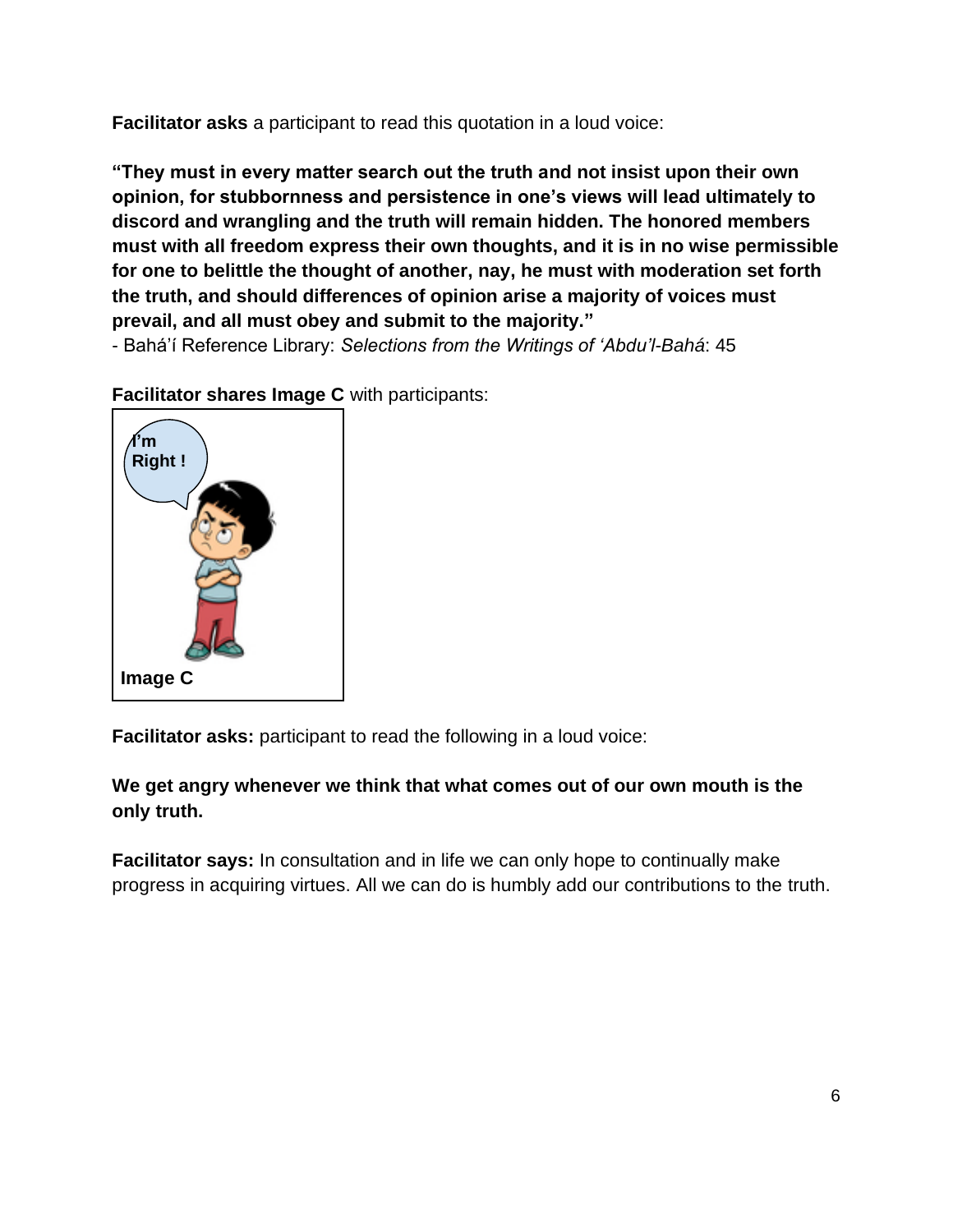**Facilitator asks** a participant to read this quotation in a loud voice:

**"They must in every matter search out the truth and not insist upon their own opinion, for stubbornness and persistence in one's views will lead ultimately to discord and wrangling and the truth will remain hidden. The honored members must with all freedom express their own thoughts, and it is in no wise permissible for one to belittle the thought of another, nay, he must with moderation set forth the truth, and should differences of opinion arise a majority of voices must prevail, and all must obey and submit to the majority."**
- Bahá'í Reference Library: *Selections from the Writings of 'Abdu'l-Bahá*: 45

**Facilitator shares Image C** with participants:

**Image C**

**Facilitator asks:** participant to read the following in a loud voice:

**We get angry whenever we think that what comes out of our own mouth is the only truth.**

**Facilitator says:** In consultation and in life we can only hope to continually make progress in acquiring virtues. All we can do is humbly add our contributions to the truth.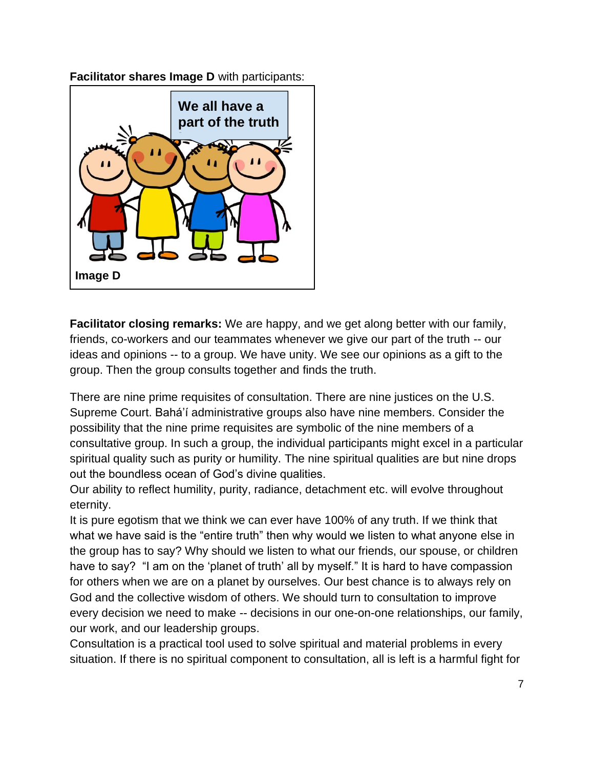**Facilitator shares Image D** with participants:

We all have a part of the truth

**Image D**

**Facilitator closing remarks:** We are happy, and we get along better with our family, friends, co-workers and our teammates whenever we give our part of the truth -- our ideas and opinions -- to a group. We have unity. We see our opinions as a gift to the group. Then the group consults together and finds the truth.

There are nine prime requisites of consultation. There are nine justices on the U.S. Supreme Court. Bahá'í administrative groups also have nine members. Consider the possibility that the nine prime requisites are symbolic of the nine members of a consultative group. In such a group, the individual participants might excel in a particular spiritual quality such as purity or humility. The nine spiritual qualities are but nine drops out the boundless ocean of God's divine qualities.

Our ability to reflect humility, purity, radiance, detachment etc. will evolve throughout eternity.

It is pure egotism that we think we can ever have 100% of any truth. If we think that what we have said is the "entire truth" then why would we listen to what anyone else in the group has to say? Why should we listen to what our friends, our spouse, or children have to say? "I am on the 'planet of truth' all by myself." It is hard to have compassion for others when we are on a planet by ourselves. Our best chance is to always rely on God and the collective wisdom of others. We should turn to consultation to improve every decision we need to make -- decisions in our one-on-one relationships, our family, our work, and our leadership groups.

Consultation is a practical tool used to solve spiritual and material problems in every situation. If there is no spiritual component to consultation, all is left is a harmful fight for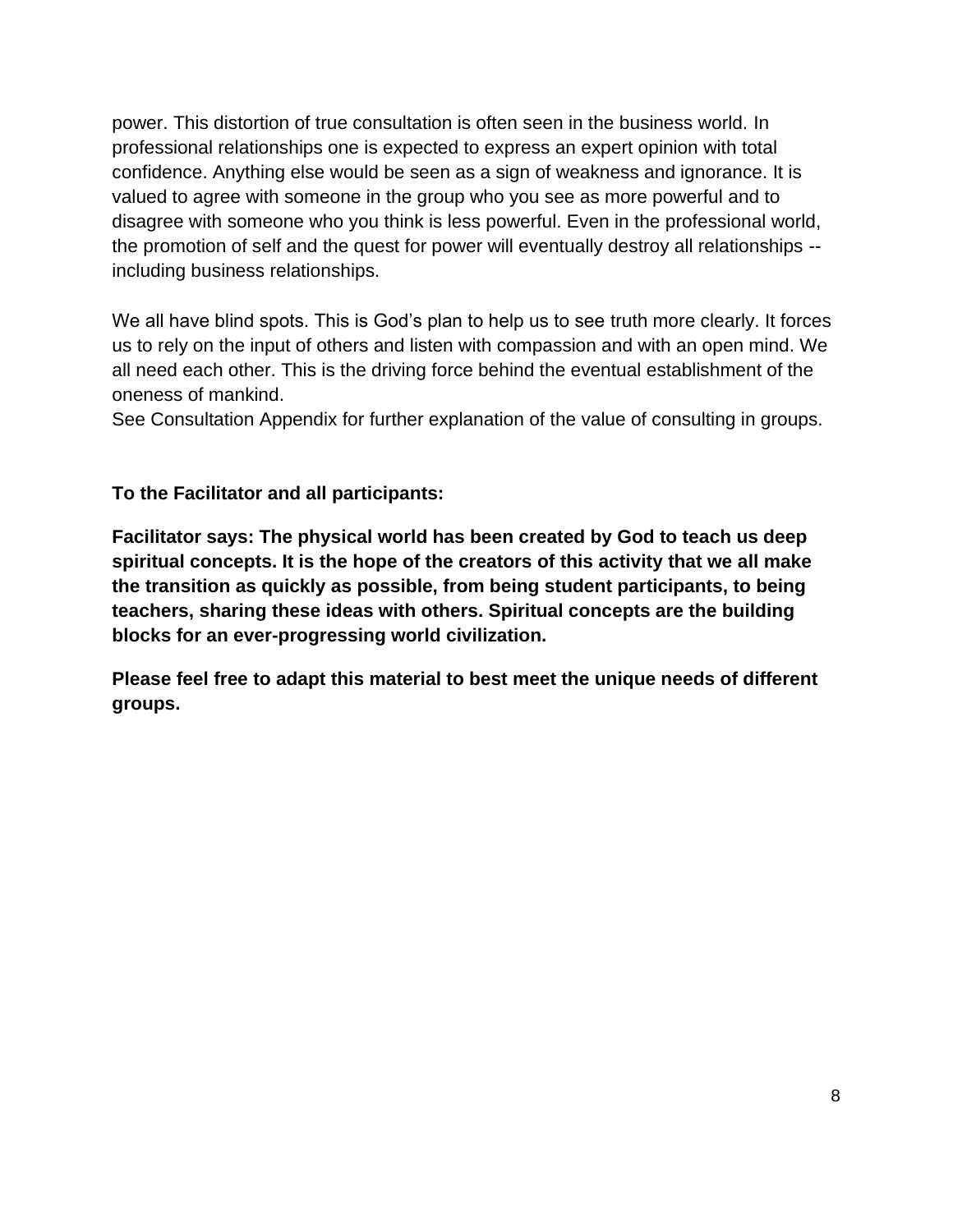power. This distortion of true consultation is often seen in the business world. In professional relationships one is expected to express an expert opinion with total confidence. Anything else would be seen as a sign of weakness and ignorance. It is valued to agree with someone in the group who you see as more powerful and to disagree with someone who you think is less powerful. Even in the professional world, the promotion of self and the quest for power will eventually destroy all relationships -- including business relationships.

We all have blind spots. This is God's plan to help us to see truth more clearly. It forces us to rely on the input of others and listen with compassion and with an open mind. We all need each other. This is the driving force behind the eventual establishment of the oneness of mankind.
See Consultation Appendix for further explanation of the value of consulting in groups.

**To the Facilitator and all participants:**

**Facilitator says: The physical world has been created by God to teach us deep spiritual concepts. It is the hope of the creators of this activity that we all make the transition as quickly as possible, from being student participants, to being teachers, sharing these ideas with others. Spiritual concepts are the building blocks for an ever-progressing world civilization.**

**Please feel free to adapt this material to best meet the unique needs of different groups.**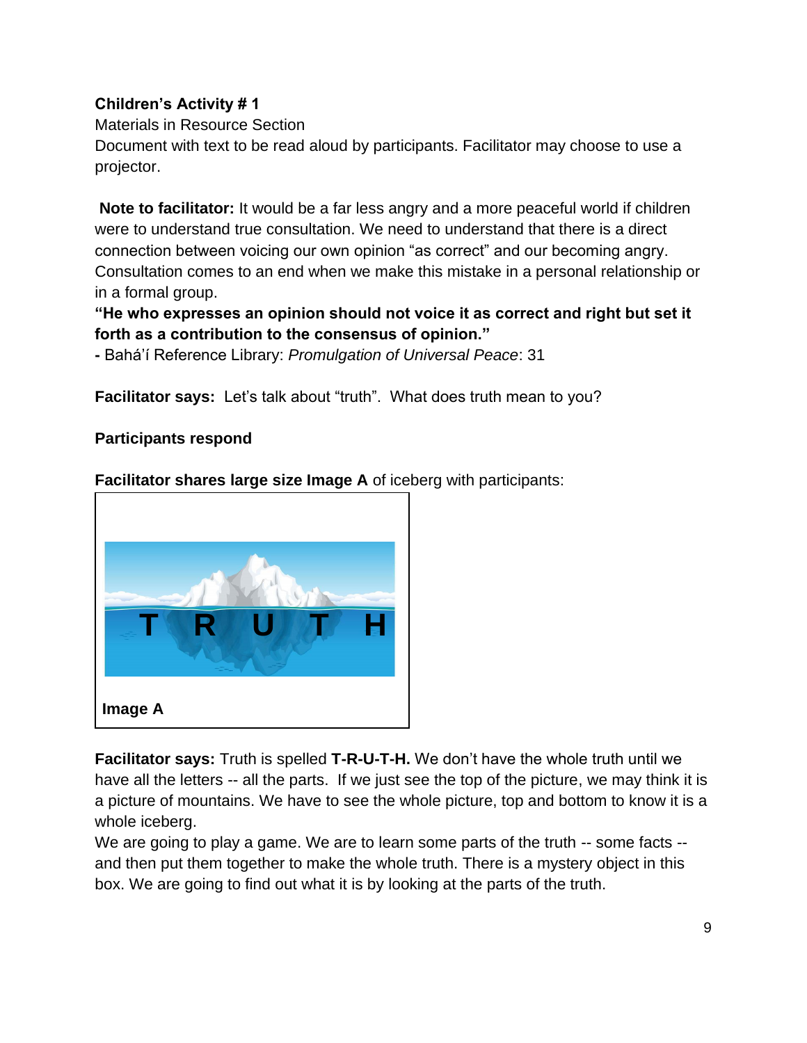**Children's Activity # 1**

Materials in Resource Section

Document with text to be read aloud by participants. Facilitator may choose to use a projector.

**Note to facilitator:** It would be a far less angry and a more peaceful world if children were to understand true consultation. We need to understand that there is a direct connection between voicing our own opinion "as correct" and our becoming angry. Consultation comes to an end when we make this mistake in a personal relationship or in a formal group.

**"He who expresses an opinion should not voice it as correct and right but set it forth as a contribution to the consensus of opinion."**

**-** Bahá'í Reference Library: *Promulgation of Universal Peace*: 31

**Facilitator says:** Let's talk about "truth". What does truth mean to you?

**Participants respond**

**Facilitator shares large size Image A** of iceberg with participants:

T R U T H

**Image A**

**Facilitator says:** Truth is spelled **T-R-U-T-H.** We don't have the whole truth until we have all the letters -- all the parts. If we just see the top of the picture, we may think it is a picture of mountains. We have to see the whole picture, top and bottom to know it is a whole iceberg.

We are going to play a game. We are to learn some parts of the truth -- some facts -- and then put them together to make the whole truth. There is a mystery object in this box. We are going to find out what it is by looking at the parts of the truth.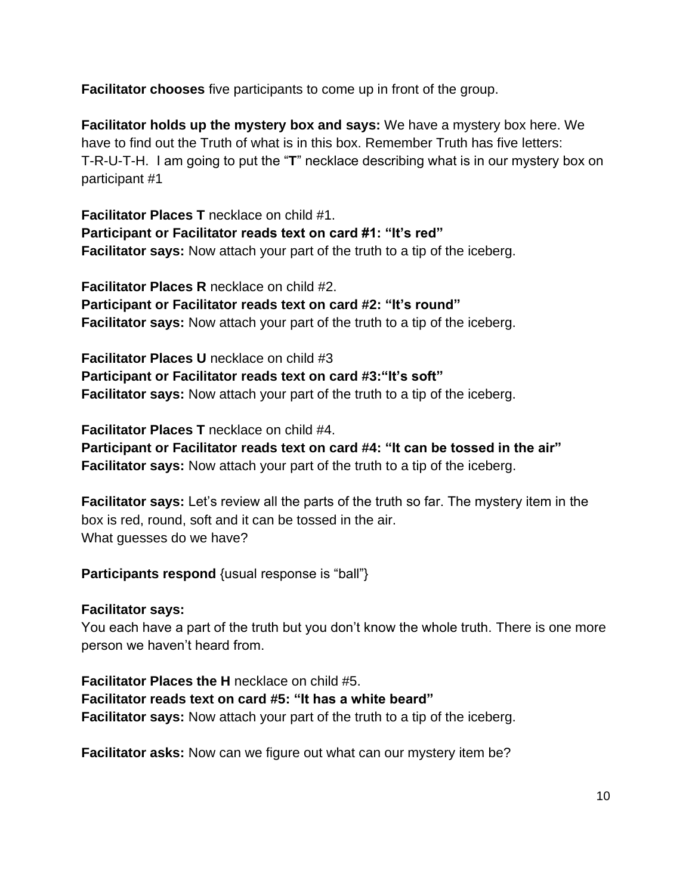**Facilitator chooses** five participants to come up in front of the group.

**Facilitator holds up the mystery box and says:** We have a mystery box here. We have to find out the Truth of what is in this box. Remember Truth has five letters: T-R-U-T-H. I am going to put the "**T**" necklace describing what is in our mystery box on participant #1

**Facilitator Places T** necklace on child #1.
**Participant or Facilitator reads text on card #1: "It's red"**
**Facilitator says:** Now attach your part of the truth to a tip of the iceberg.

**Facilitator Places R** necklace on child #2.
**Participant or Facilitator reads text on card #2: "It's round"**
**Facilitator says:** Now attach your part of the truth to a tip of the iceberg.

**Facilitator Places U** necklace on child #3
**Participant or Facilitator reads text on card #3:"It's soft"**
**Facilitator says:** Now attach your part of the truth to a tip of the iceberg.

**Facilitator Places T** necklace on child #4.
**Participant or Facilitator reads text on card #4: "It can be tossed in the air"**
**Facilitator says:** Now attach your part of the truth to a tip of the iceberg.

**Facilitator says:** Let's review all the parts of the truth so far. The mystery item in the box is red, round, soft and it can be tossed in the air.
What guesses do we have?

**Participants respond** {usual response is "ball"}

**Facilitator says:**
You each have a part of the truth but you don't know the whole truth. There is one more person we haven't heard from.

**Facilitator Places the H** necklace on child #5.
**Facilitator reads text on card #5: "It has a white beard"**
**Facilitator says:** Now attach your part of the truth to a tip of the iceberg.

**Facilitator asks:** Now can we figure out what can our mystery item be?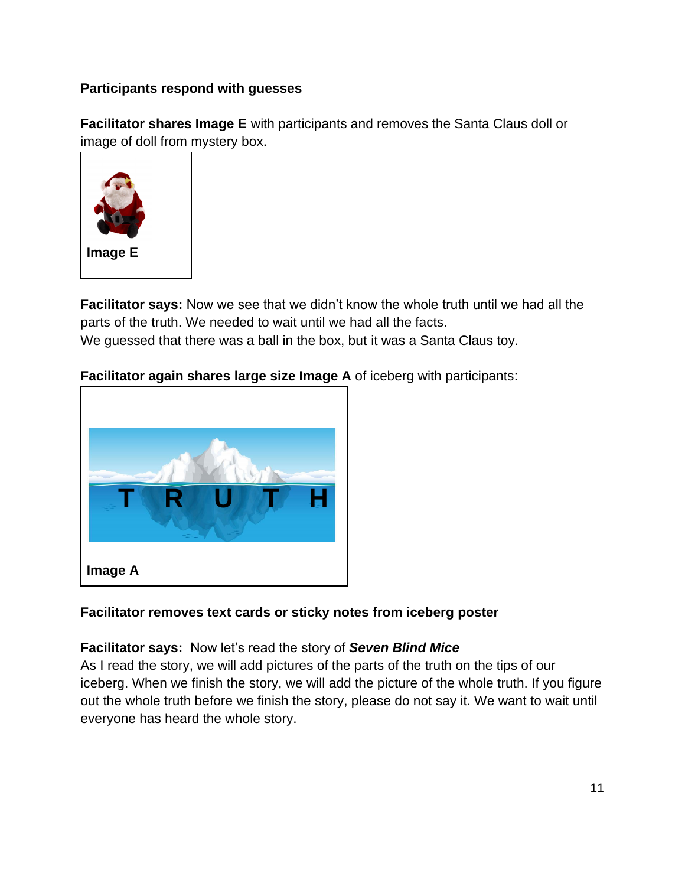**Participants respond with guesses**

**Facilitator shares Image E** with participants and removes the Santa Claus doll or image of doll from mystery box.

**Image E**

**Facilitator says:** Now we see that we didn't know the whole truth until we had all the parts of the truth. We needed to wait until we had all the facts.
We guessed that there was a ball in the box, but it was a Santa Claus toy.

**Facilitator again shares large size Image A** of iceberg with participants:

**Image A**

**Facilitator removes text cards or sticky notes from iceberg poster**

**Facilitator says:** Now let's read the story of ***Seven Blind Mice***
As I read the story, we will add pictures of the parts of the truth on the tips of our iceberg. When we finish the story, we will add the picture of the whole truth. If you figure out the whole truth before we finish the story, please do not say it. We want to wait until everyone has heard the whole story.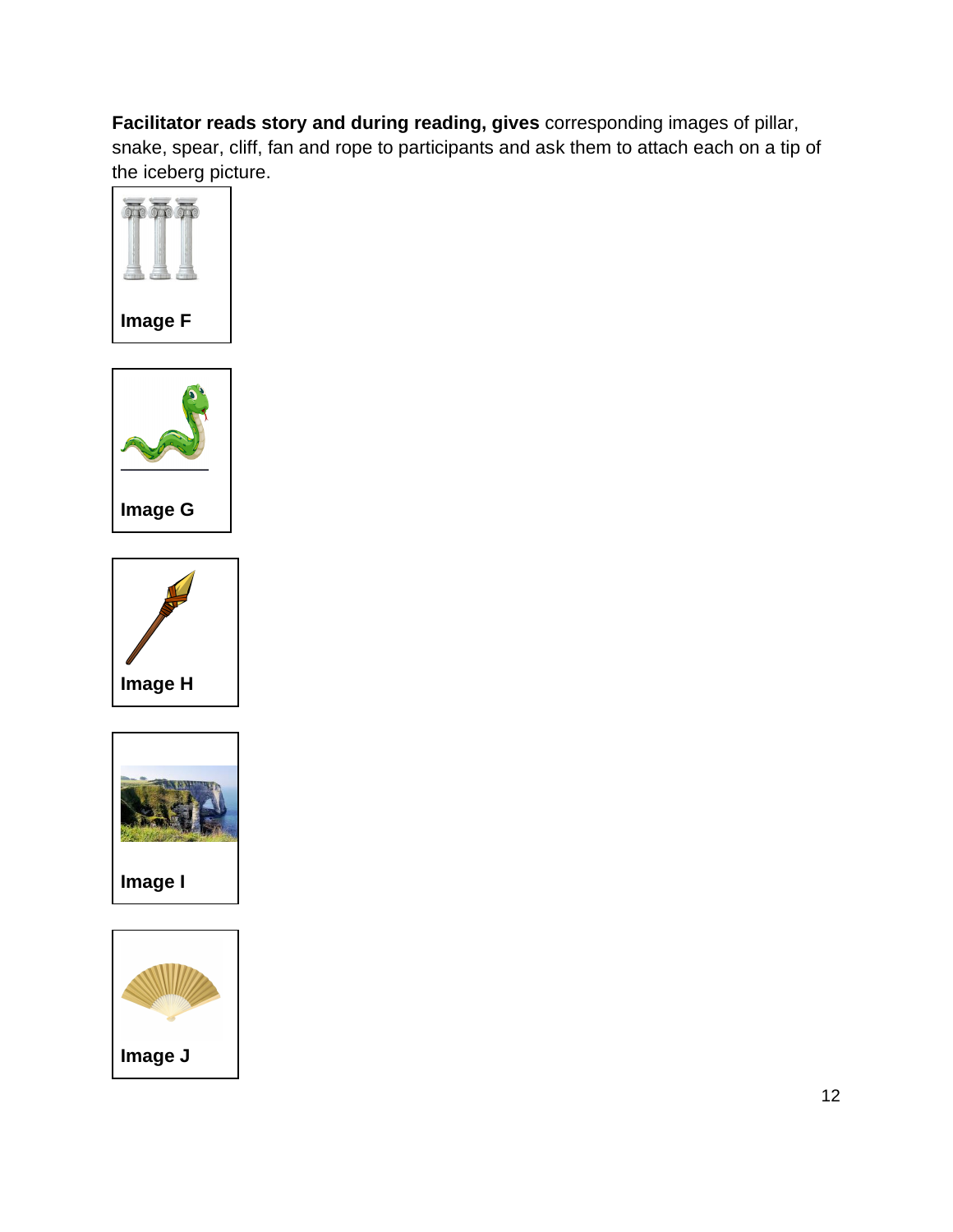**Facilitator reads story and during reading, gives** corresponding images of pillar, snake, spear, cliff, fan and rope to participants and ask them to attach each on a tip of the iceberg picture.

**Image F**

**Image G**

**Image H**

**Image I**

**Image J**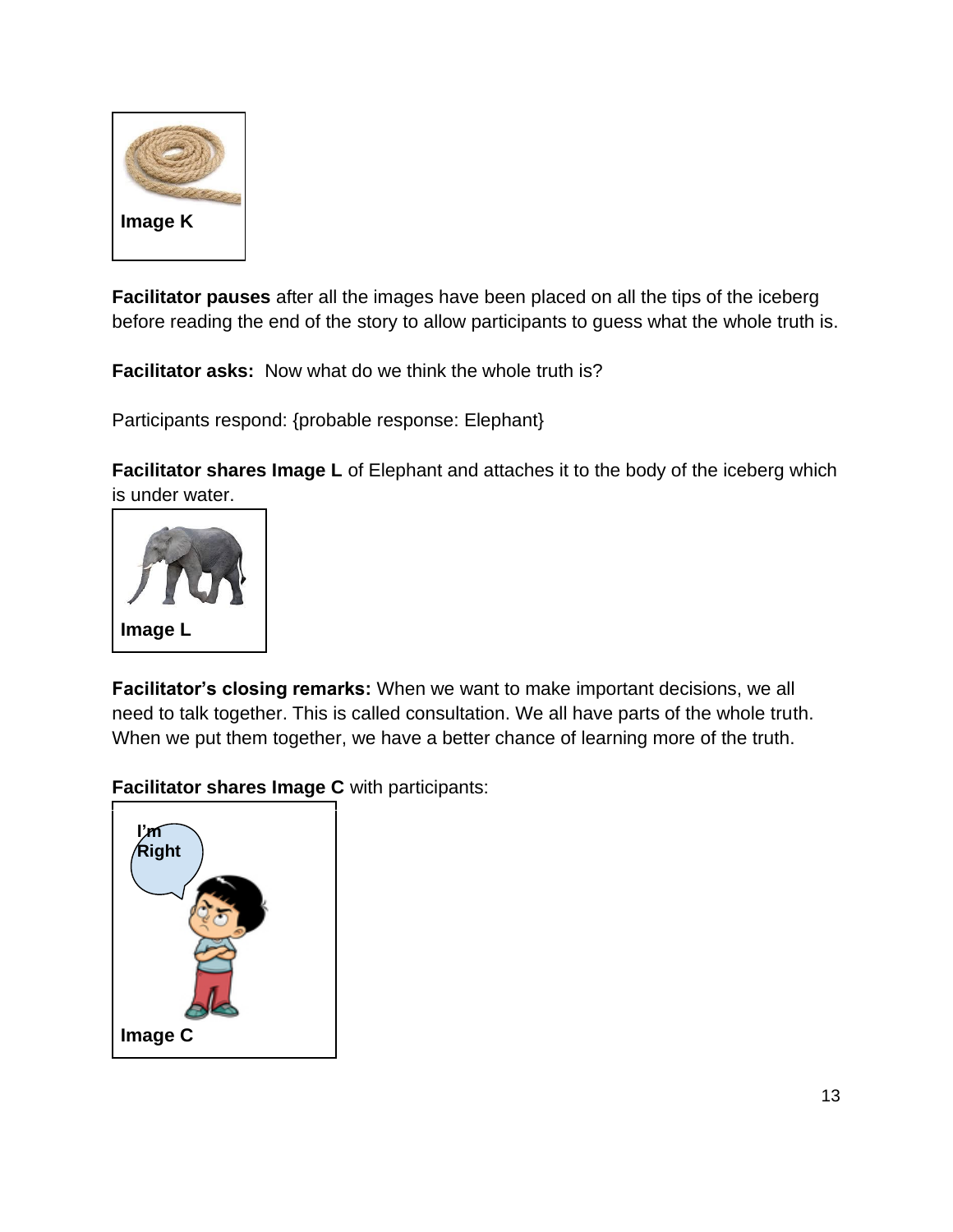Image K

**Facilitator pauses** after all the images have been placed on all the tips of the iceberg before reading the end of the story to allow participants to guess what the whole truth is.

**Facilitator asks:** Now what do we think the whole truth is?

Participants respond: {probable response: Elephant}

**Facilitator shares Image L** of Elephant and attaches it to the body of the iceberg which is under water.

Image L

**Facilitator's closing remarks:** When we want to make important decisions, we all need to talk together. This is called consultation. We all have parts of the whole truth. When we put them together, we have a better chance of learning more of the truth.

**Facilitator shares Image C** with participants:

Image C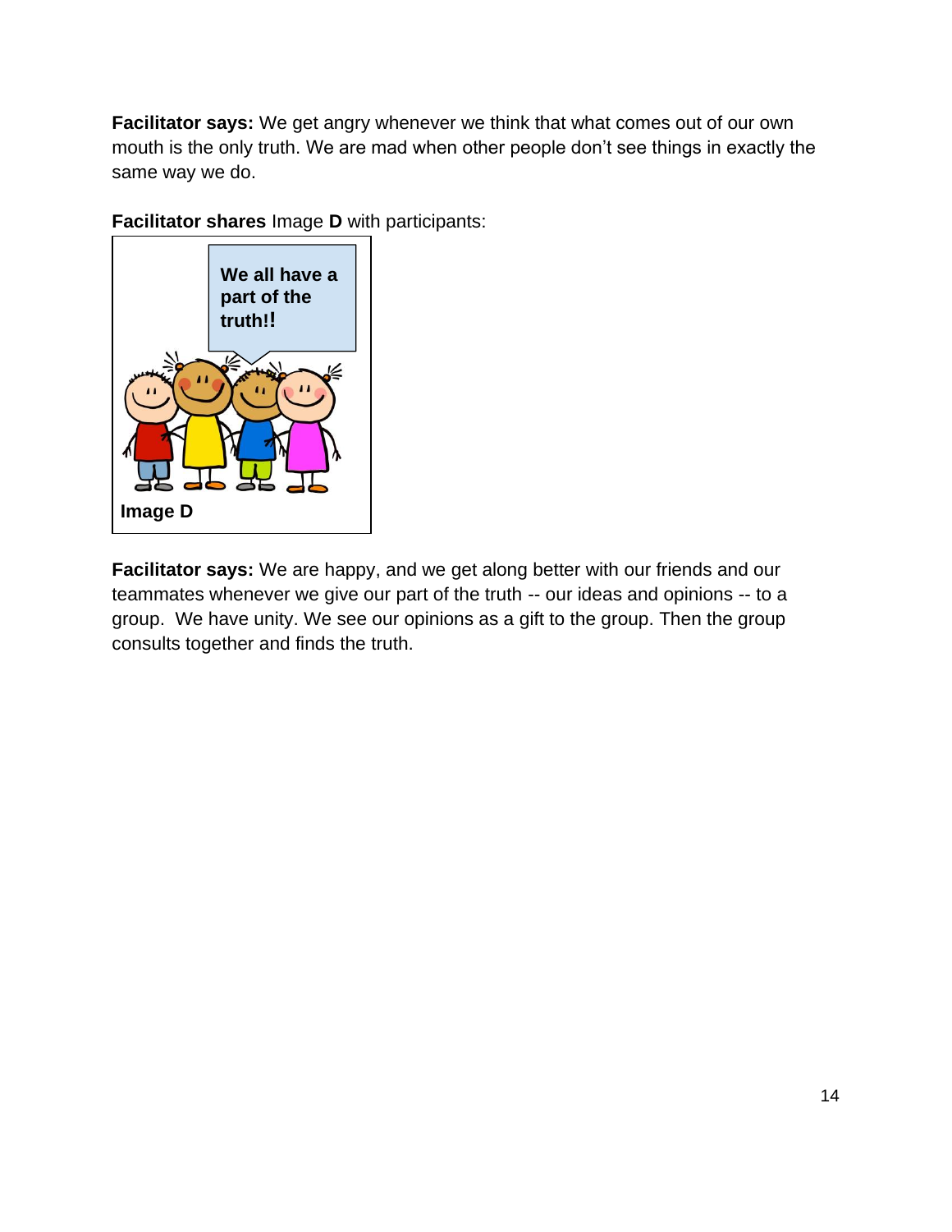**Facilitator says:** We get angry whenever we think that what comes out of our own mouth is the only truth. We are mad when other people don't see things in exactly the same way we do.

**Facilitator shares** Image **D** with participants:

We all have a part of the truth!!

**Image D**

**Facilitator says:** We are happy, and we get along better with our friends and our teammates whenever we give our part of the truth -- our ideas and opinions -- to a group. We have unity. We see our opinions as a gift to the group. Then the group consults together and finds the truth.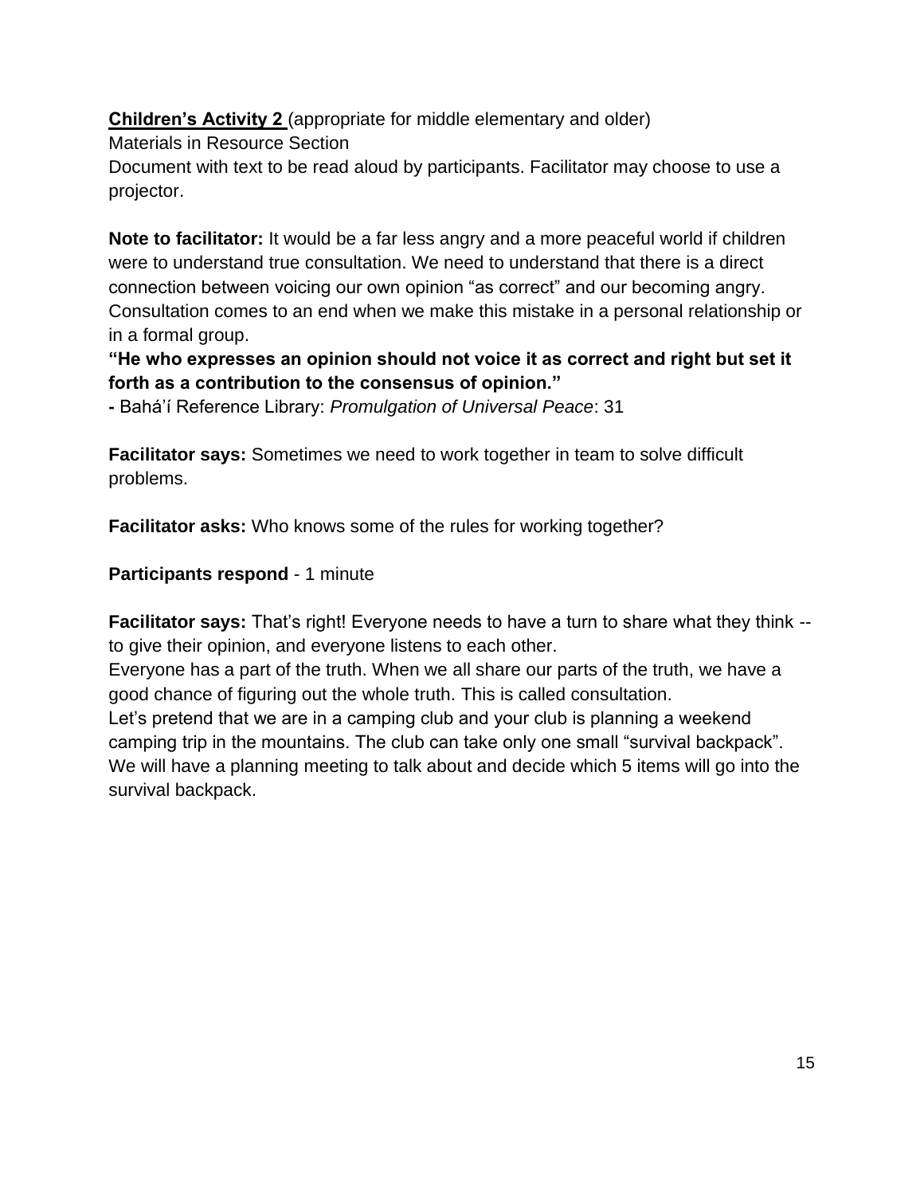**Children's Activity 2** (appropriate for middle elementary and older)

Materials in Resource Section

Document with text to be read aloud by participants. Facilitator may choose to use a projector.

**Note to facilitator:** It would be a far less angry and a more peaceful world if children were to understand true consultation. We need to understand that there is a direct connection between voicing our own opinion "as correct" and our becoming angry. Consultation comes to an end when we make this mistake in a personal relationship or in a formal group.

**"He who expresses an opinion should not voice it as correct and right but set it forth as a contribution to the consensus of opinion."**

**-** Bahá'í Reference Library: *Promulgation of Universal Peace*: 31

**Facilitator says:** Sometimes we need to work together in team to solve difficult problems.

**Facilitator asks:** Who knows some of the rules for working together?

**Participants respond** - 1 minute

**Facilitator says:** That's right! Everyone needs to have a turn to share what they think -- to give their opinion, and everyone listens to each other.

Everyone has a part of the truth. When we all share our parts of the truth, we have a good chance of figuring out the whole truth. This is called consultation.

Let's pretend that we are in a camping club and your club is planning a weekend camping trip in the mountains. The club can take only one small "survival backpack". We will have a planning meeting to talk about and decide which 5 items will go into the survival backpack.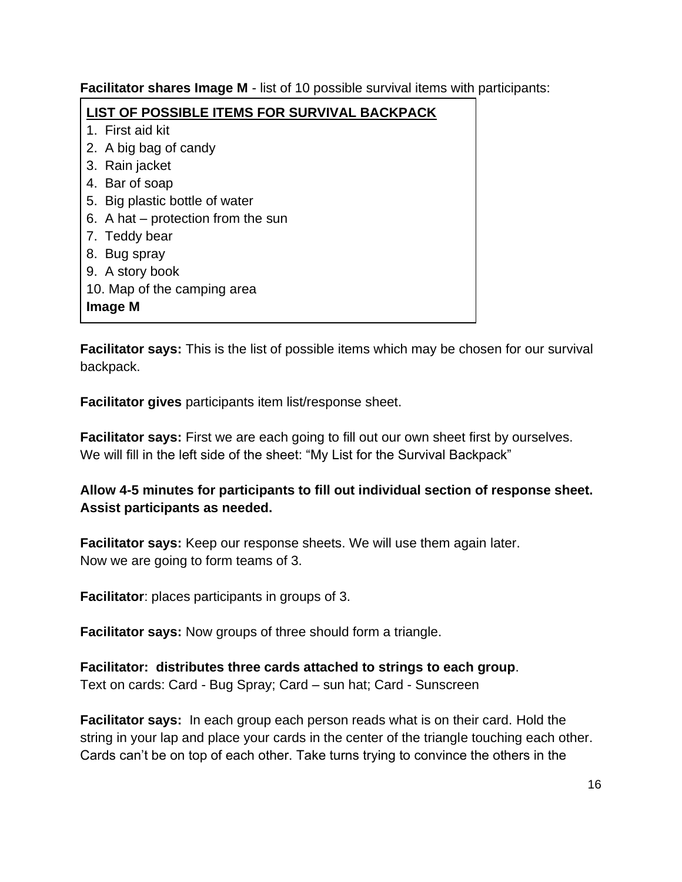**Facilitator shares Image M** - list of 10 possible survival items with participants:

**LIST OF POSSIBLE ITEMS FOR SURVIVAL BACKPACK**

1. First aid kit
2. A big bag of candy
3. Rain jacket
4. Bar of soap
5. Big plastic bottle of water
6. A hat – protection from the sun
7. Teddy bear
8. Bug spray
9. A story book
10. Map of the camping area

**Image M**

**Facilitator says:** This is the list of possible items which may be chosen for our survival backpack.

**Facilitator gives** participants item list/response sheet.

**Facilitator says:** First we are each going to fill out our own sheet first by ourselves. We will fill in the left side of the sheet: "My List for the Survival Backpack"

**Allow 4-5 minutes for participants to fill out individual section of response sheet. Assist participants as needed.**

**Facilitator says:** Keep our response sheets. We will use them again later. Now we are going to form teams of 3.

**Facilitator**: places participants in groups of 3.

**Facilitator says:** Now groups of three should form a triangle.

**Facilitator: distributes three cards attached to strings to each group**.
Text on cards: Card - Bug Spray; Card – sun hat; Card - Sunscreen

**Facilitator says:** In each group each person reads what is on their card. Hold the string in your lap and place your cards in the center of the triangle touching each other. Cards can't be on top of each other. Take turns trying to convince the others in the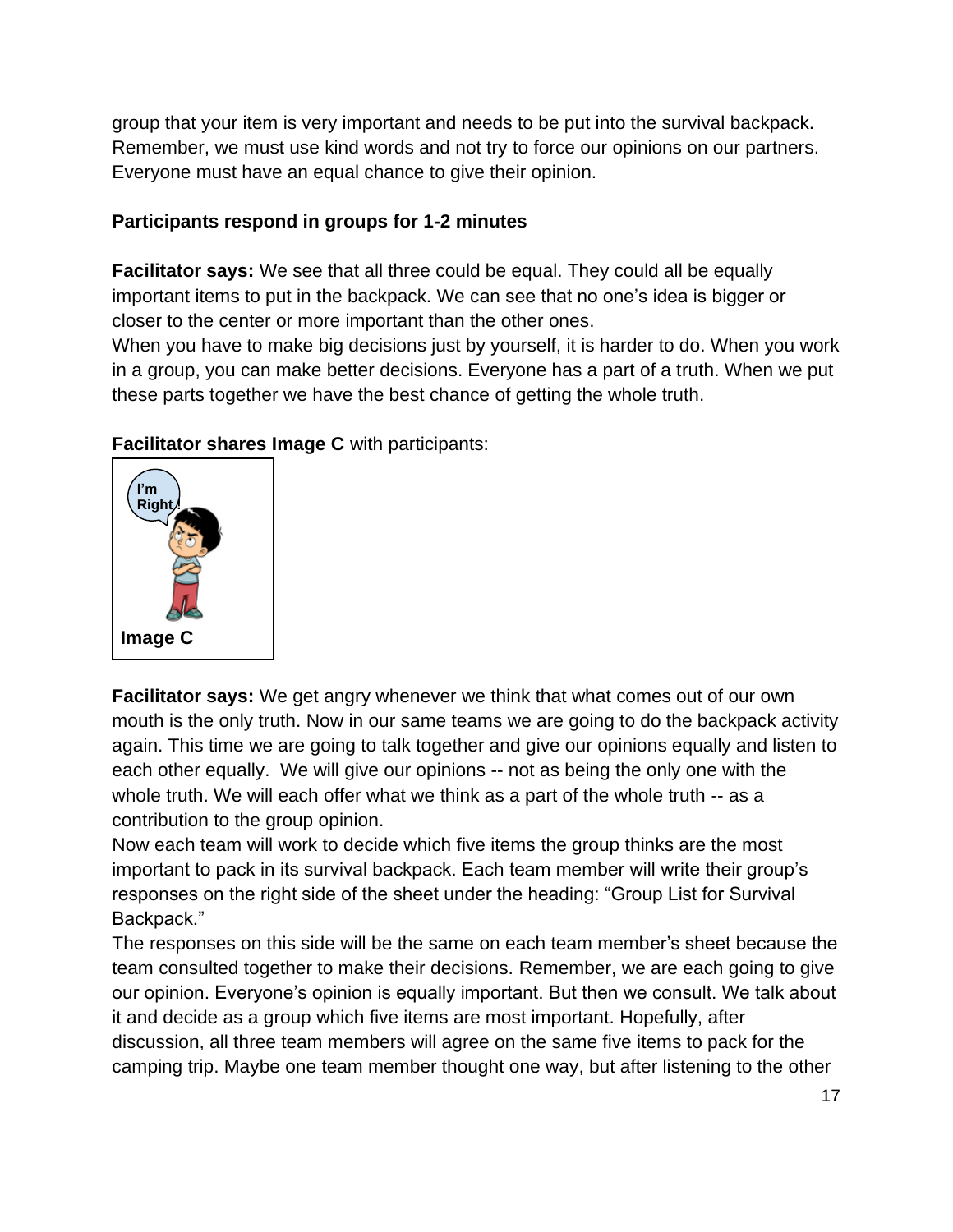group that your item is very important and needs to be put into the survival backpack. Remember, we must use kind words and not try to force our opinions on our partners. Everyone must have an equal chance to give their opinion.

**Participants respond in groups for 1-2 minutes**

**Facilitator says:** We see that all three could be equal. They could all be equally important items to put in the backpack. We can see that no one's idea is bigger or closer to the center or more important than the other ones.
When you have to make big decisions just by yourself, it is harder to do. When you work in a group, you can make better decisions. Everyone has a part of a truth. When we put these parts together we have the best chance of getting the whole truth.

**Facilitator shares Image C** with participants:

I'm Right!

**Image C**

**Facilitator says:** We get angry whenever we think that what comes out of our own mouth is the only truth. Now in our same teams we are going to do the backpack activity again. This time we are going to talk together and give our opinions equally and listen to each other equally. We will give our opinions -- not as being the only one with the whole truth. We will each offer what we think as a part of the whole truth -- as a contribution to the group opinion.
Now each team will work to decide which five items the group thinks are the most important to pack in its survival backpack. Each team member will write their group's responses on the right side of the sheet under the heading: "Group List for Survival Backpack."
The responses on this side will be the same on each team member's sheet because the team consulted together to make their decisions. Remember, we are each going to give our opinion. Everyone's opinion is equally important. But then we consult. We talk about it and decide as a group which five items are most important. Hopefully, after discussion, all three team members will agree on the same five items to pack for the camping trip. Maybe one team member thought one way, but after listening to the other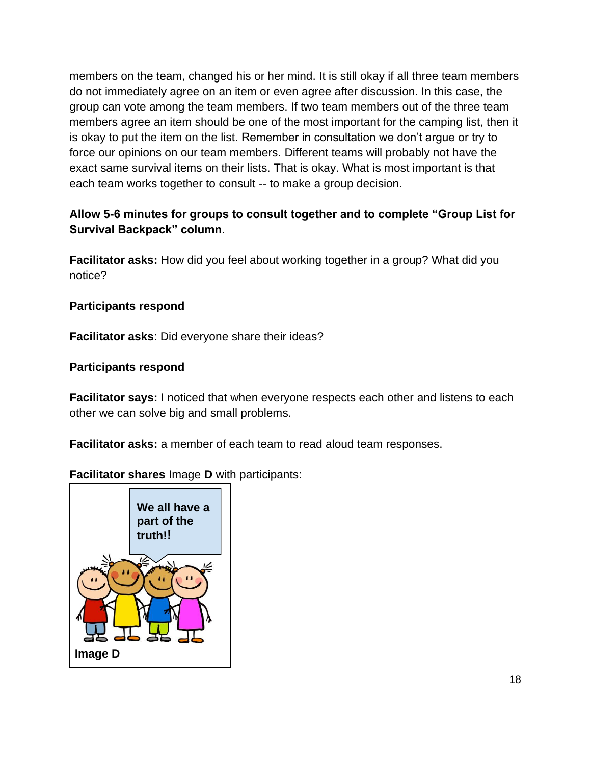members on the team, changed his or her mind. It is still okay if all three team members do not immediately agree on an item or even agree after discussion. In this case, the group can vote among the team members. If two team members out of the three team members agree an item should be one of the most important for the camping list, then it is okay to put the item on the list. Remember in consultation we don't argue or try to force our opinions on our team members. Different teams will probably not have the exact same survival items on their lists. That is okay. What is most important is that each team works together to consult -- to make a group decision.

**Allow 5-6 minutes for groups to consult together and to complete "Group List for Survival Backpack" column**.

**Facilitator asks:** How did you feel about working together in a group? What did you notice?

**Participants respond**

**Facilitator asks**: Did everyone share their ideas?

**Participants respond**

**Facilitator says:** I noticed that when everyone respects each other and listens to each other we can solve big and small problems.

**Facilitator asks:** a member of each team to read aloud team responses.

**Facilitator shares** Image **D** with participants:

**We all have a part of the truth!!**

**Image D**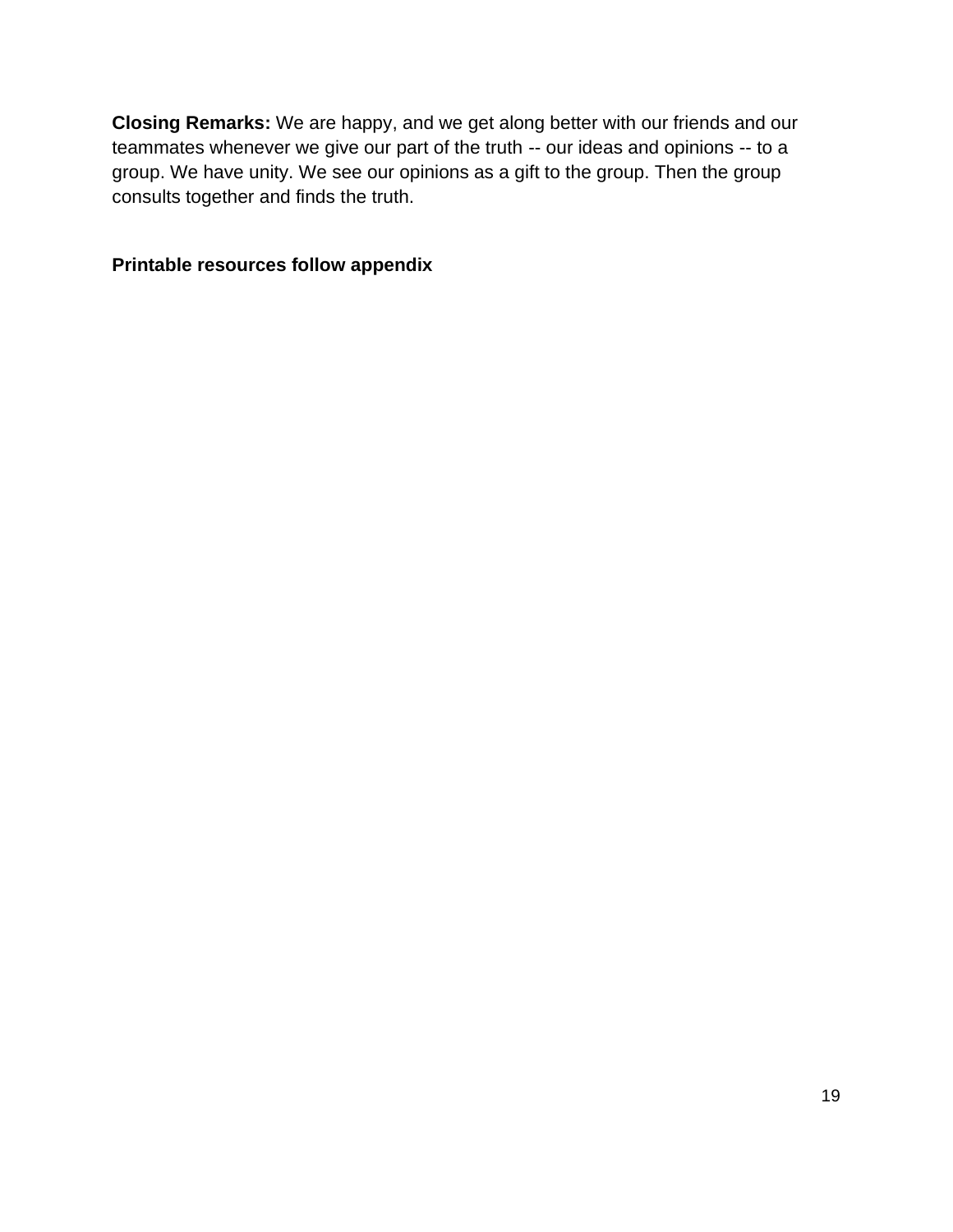**Closing Remarks:** We are happy, and we get along better with our friends and our teammates whenever we give our part of the truth -- our ideas and opinions -- to a group. We have unity. We see our opinions as a gift to the group. Then the group consults together and finds the truth.

**Printable resources follow appendix**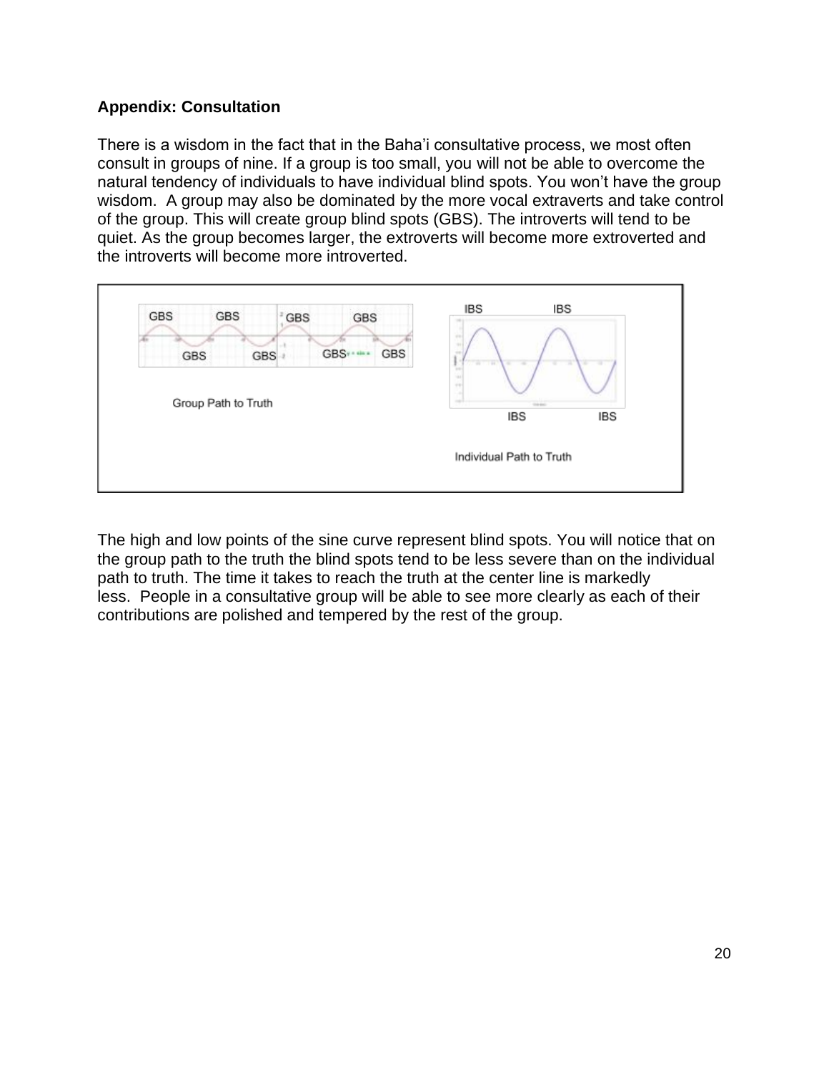## Appendix: Consultation

There is a wisdom in the fact that in the Baha'i consultative process, we most often consult in groups of nine. If a group is too small, you will not be able to overcome the natural tendency of individuals to have individual blind spots. You won't have the group wisdom. A group may also be dominated by the more vocal extraverts and take control of the group. This will create group blind spots (GBS). The introverts will tend to be quiet. As the group becomes larger, the extroverts will become more extroverted and the introverts will become more introverted.

GBS GBS GBS GBS

GBS GBS GBS GBS

Group Path to Truth

IBS IBS

IBS IBS

Individual Path to Truth

The high and low points of the sine curve represent blind spots. You will notice that on the group path to the truth the blind spots tend to be less severe than on the individual path to truth. The time it takes to reach the truth at the center line is markedly less. People in a consultative group will be able to see more clearly as each of their contributions are polished and tempered by the rest of the group.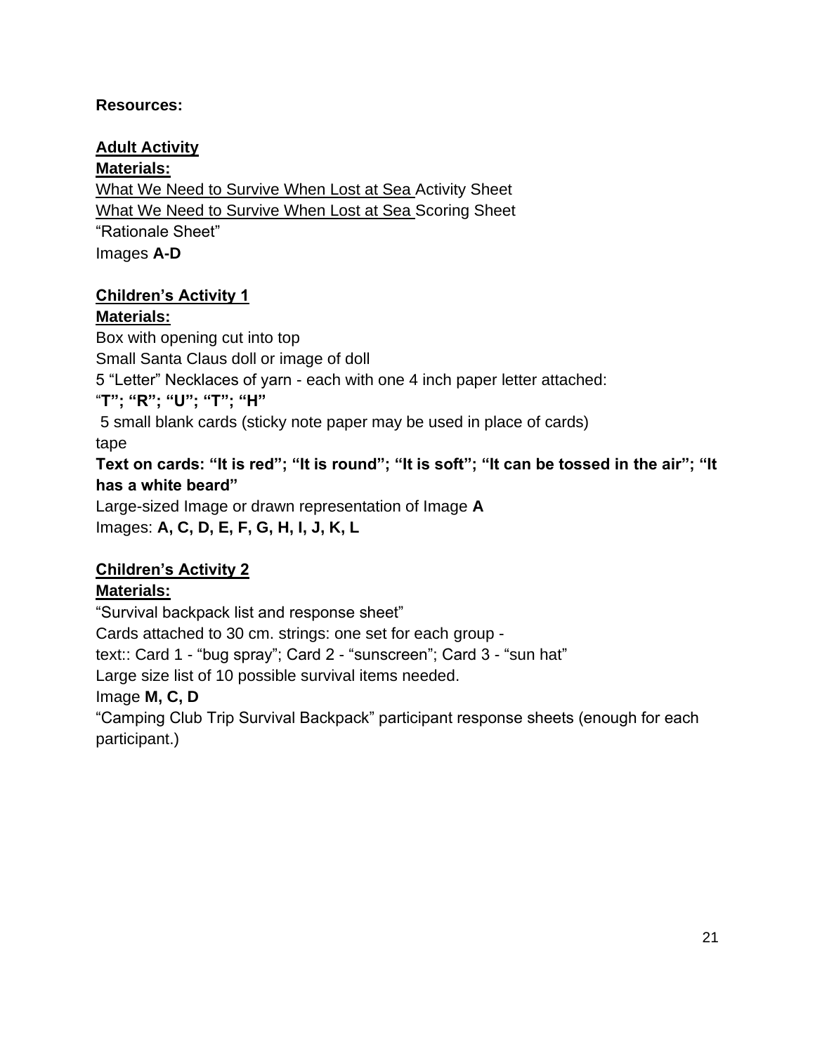**Resources:**

**Adult Activity**
**Materials:**
What We Need to Survive When Lost at Sea Activity Sheet
What We Need to Survive When Lost at Sea Scoring Sheet
"Rationale Sheet"
Images **A-D**

**Children's Activity 1**
**Materials:**
Box with opening cut into top
Small Santa Claus doll or image of doll
5 "Letter" Necklaces of yarn - each with one 4 inch paper letter attached:
"**T"; "R"; "U"; "T"; "H"**
5 small blank cards (sticky note paper may be used in place of cards)
tape
**Text on cards: "It is red"; "It is round"; "It is soft"; "It can be tossed in the air"; "It has a white beard"**
Large-sized Image or drawn representation of Image **A**
Images: **A, C, D, E, F, G, H, I, J, K, L**

**Children's Activity 2**
**Materials:**
"Survival backpack list and response sheet"
Cards attached to 30 cm. strings: one set for each group -
text:: Card 1 - "bug spray"; Card 2 - "sunscreen"; Card 3 - "sun hat"
Large size list of 10 possible survival items needed.
Image **M, C, D**
"Camping Club Trip Survival Backpack" participant response sheets (enough for each participant.)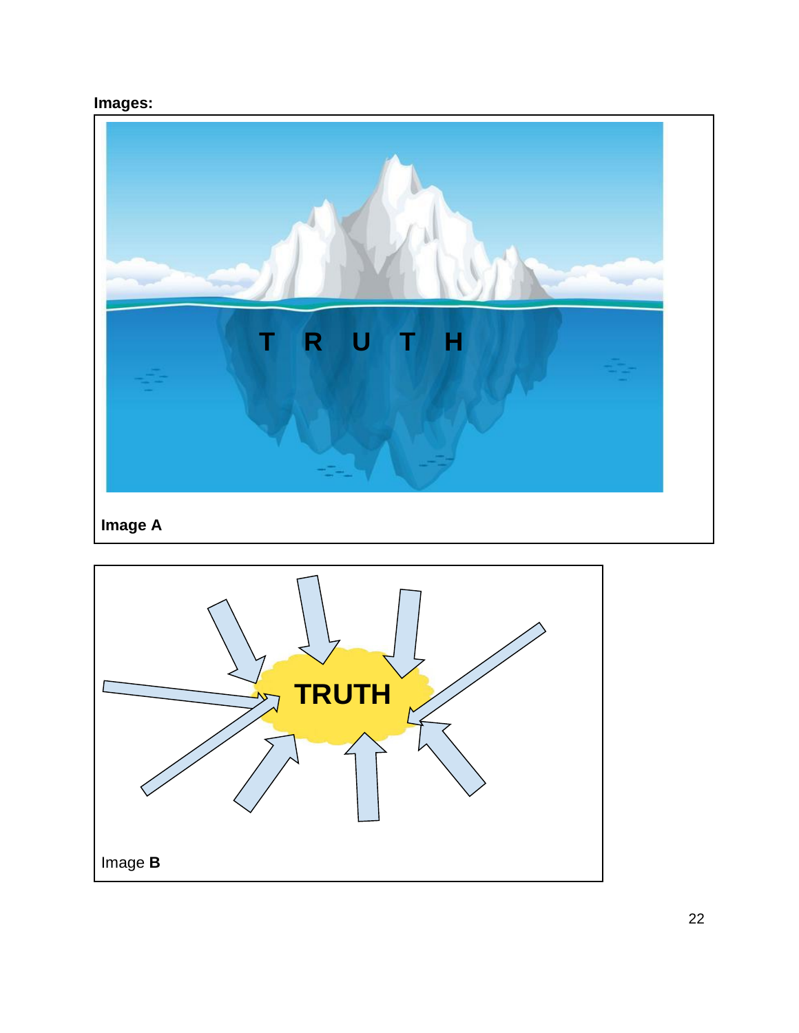**Images:**

**Image A**

Image **B**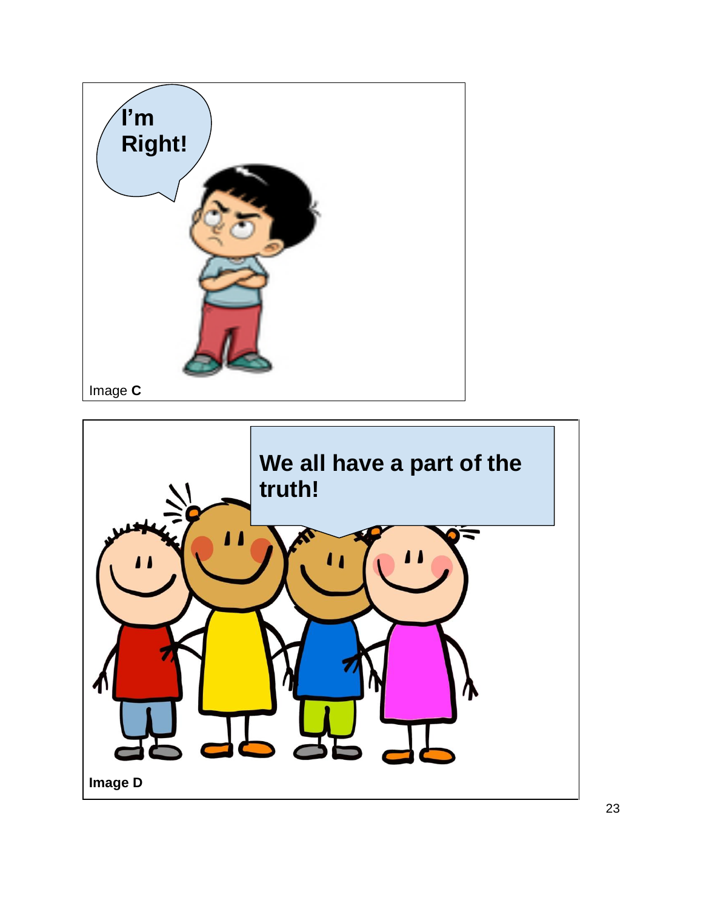I'm
Right!

Image **C**

We all have a part of the truth!

**Image D**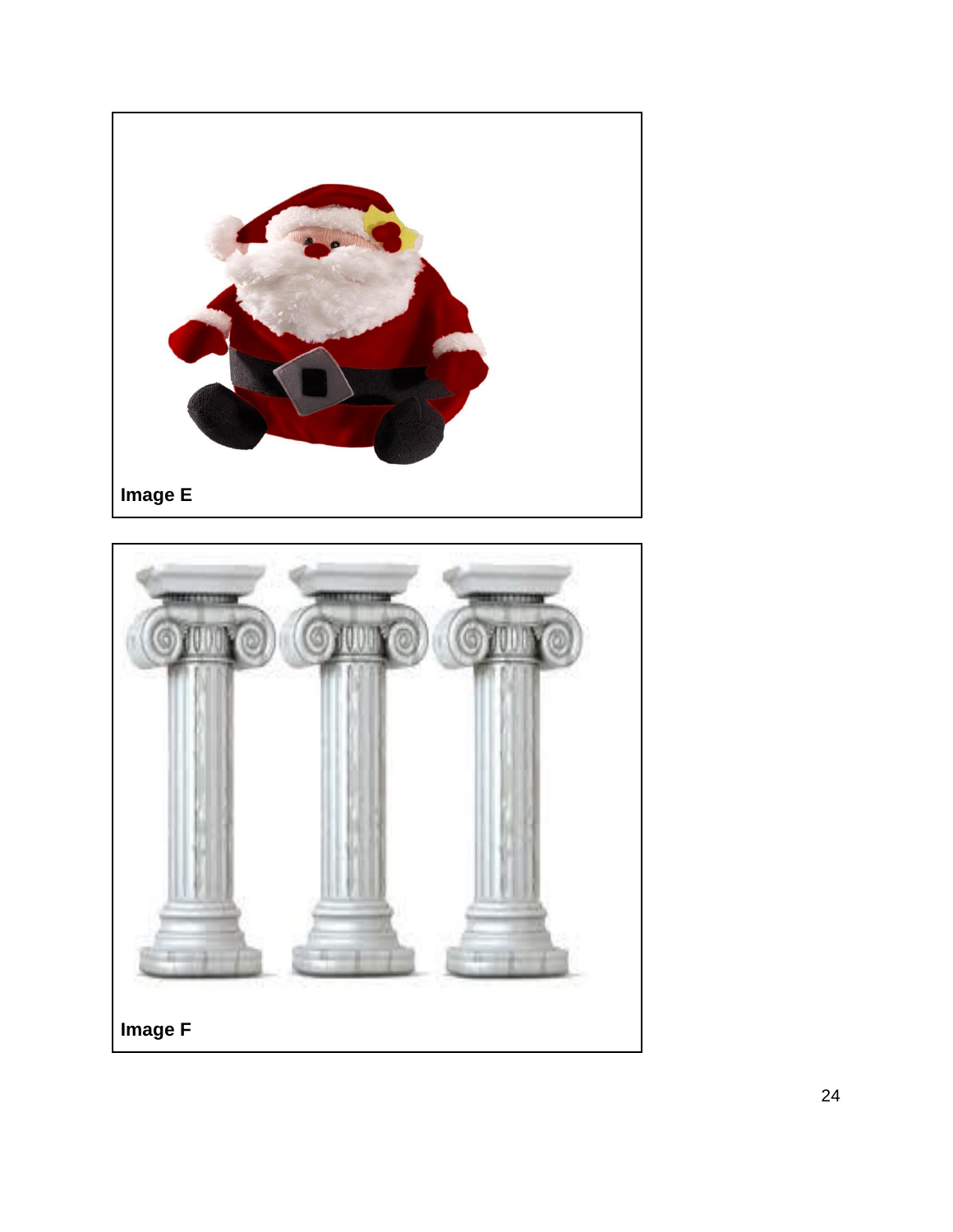**Image E**

**Image F**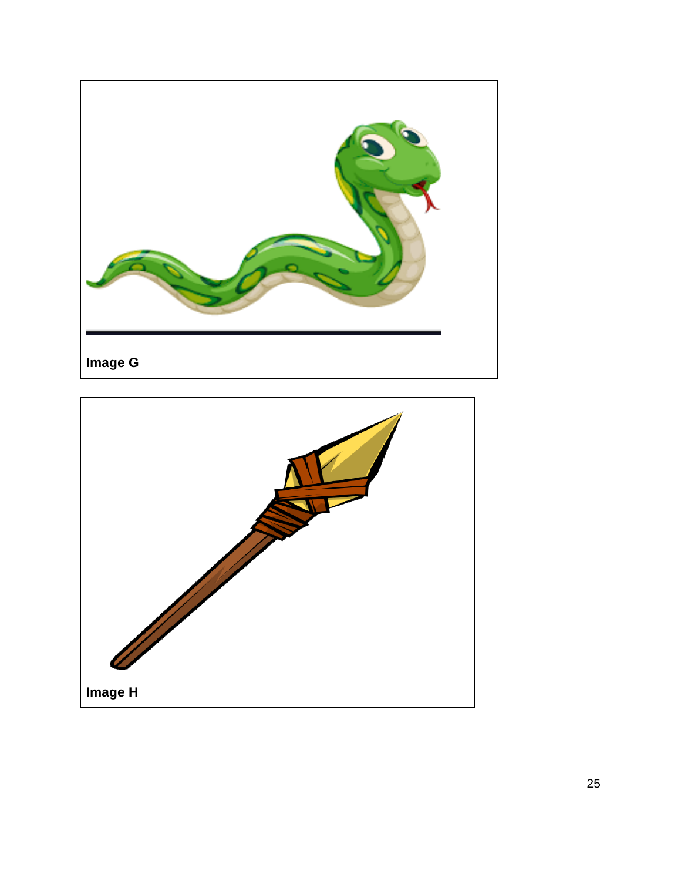Image G

Image H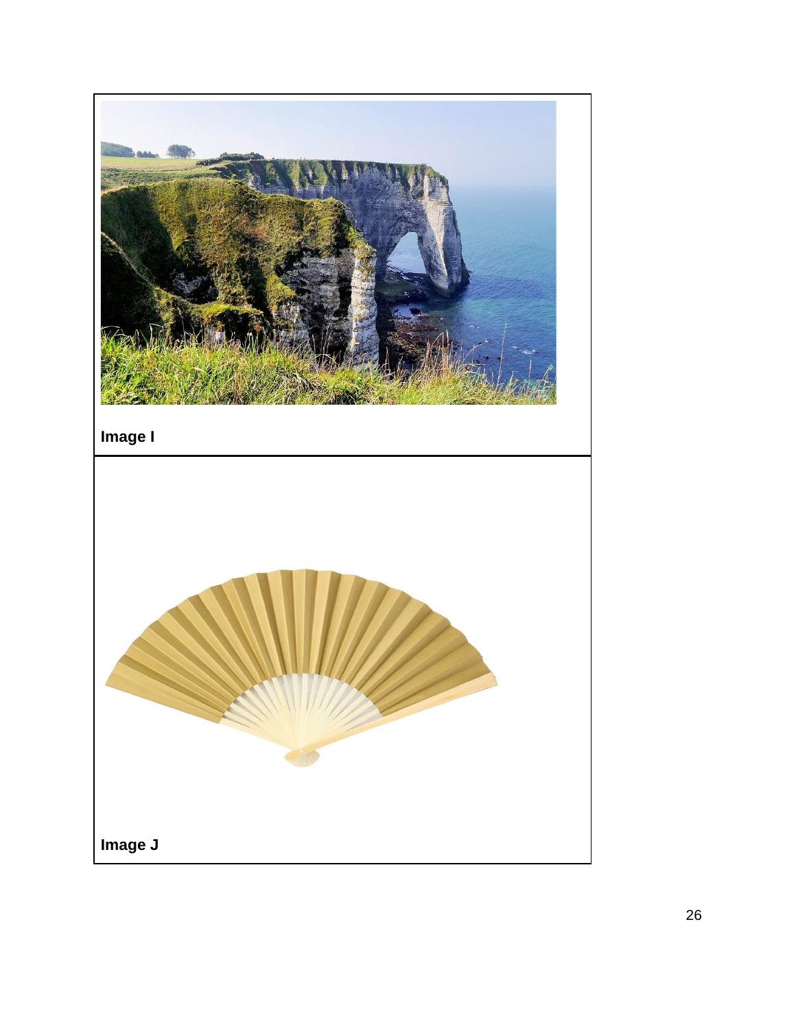**Image I**

**Image J**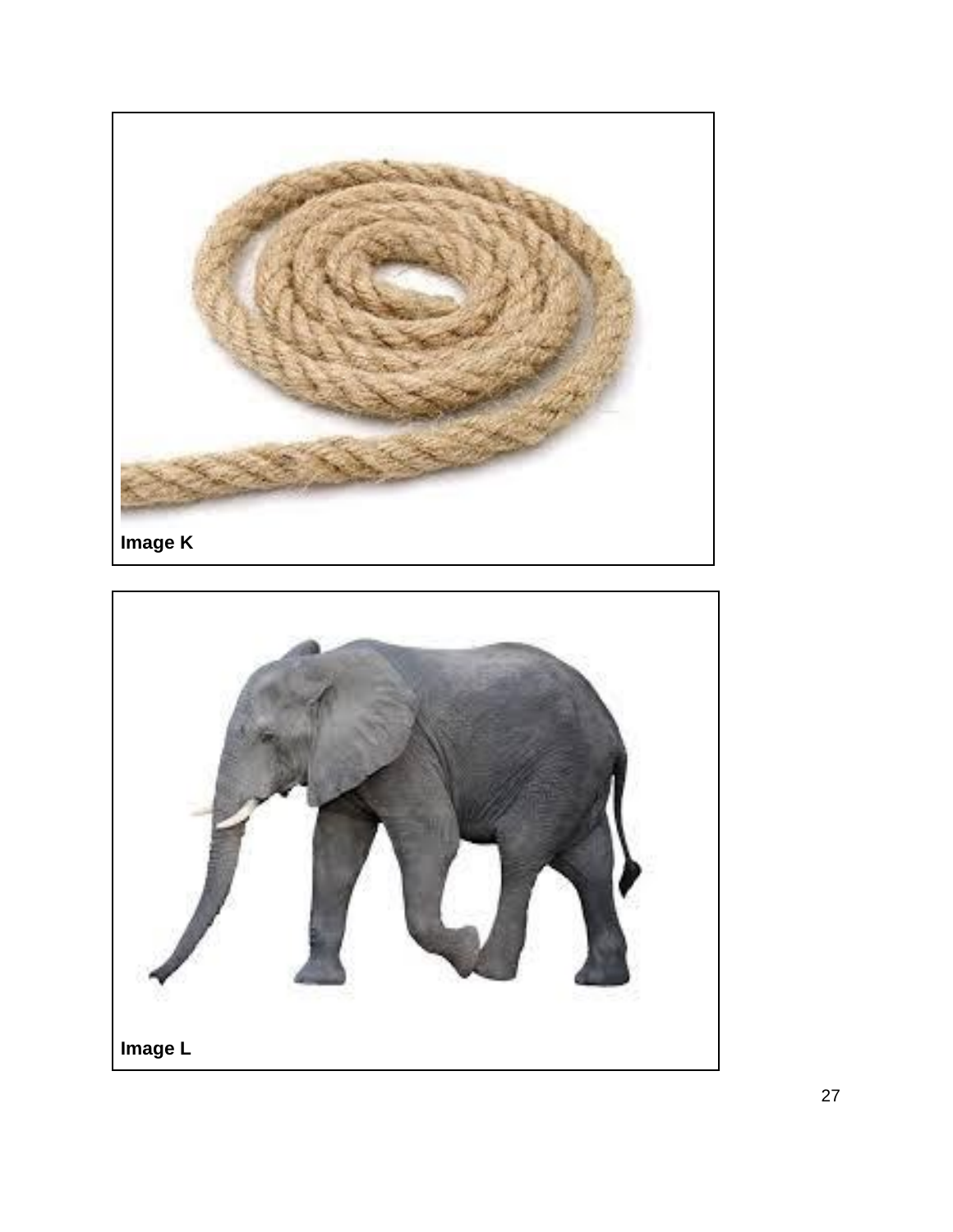Image K

Image L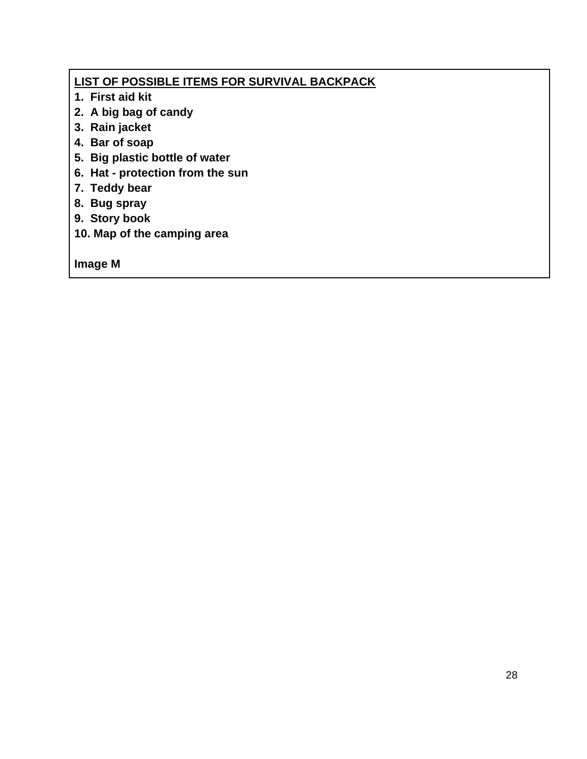**<u>LIST OF POSSIBLE ITEMS FOR SURVIVAL BACKPACK</u>**

1. **First aid kit**
2. **A big bag of candy**
3. **Rain jacket**
4. **Bar of soap**
5. **Big plastic bottle of water**
6. **Hat - protection from the sun**
7. **Teddy bear**
8. **Bug spray**
9. **Story book**
10. **Map of the camping area**

**Image M**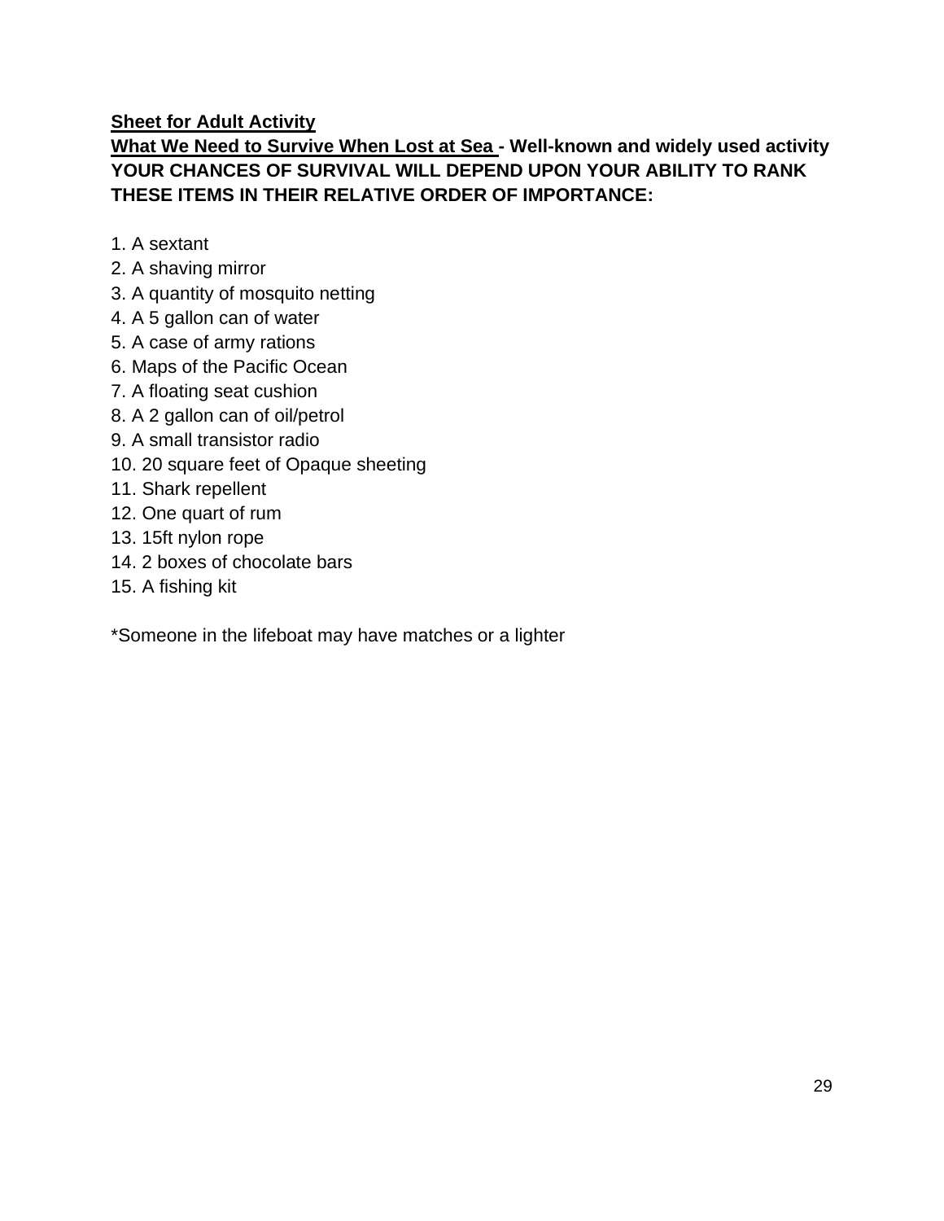**Sheet for Adult Activity**

**What We Need to Survive When Lost at Sea - Well-known and widely used activity**
**YOUR CHANCES OF SURVIVAL WILL DEPEND UPON YOUR ABILITY TO RANK THESE ITEMS IN THEIR RELATIVE ORDER OF IMPORTANCE:**

1. A sextant
2. A shaving mirror
3. A quantity of mosquito netting
4. A 5 gallon can of water
5. A case of army rations
6. Maps of the Pacific Ocean
7. A floating seat cushion
8. A 2 gallon can of oil/petrol
9. A small transistor radio
10. 20 square feet of Opaque sheeting
11. Shark repellent
12. One quart of rum
13. 15ft nylon rope
14. 2 boxes of chocolate bars
15. A fishing kit

*Someone in the lifeboat may have matches or a lighter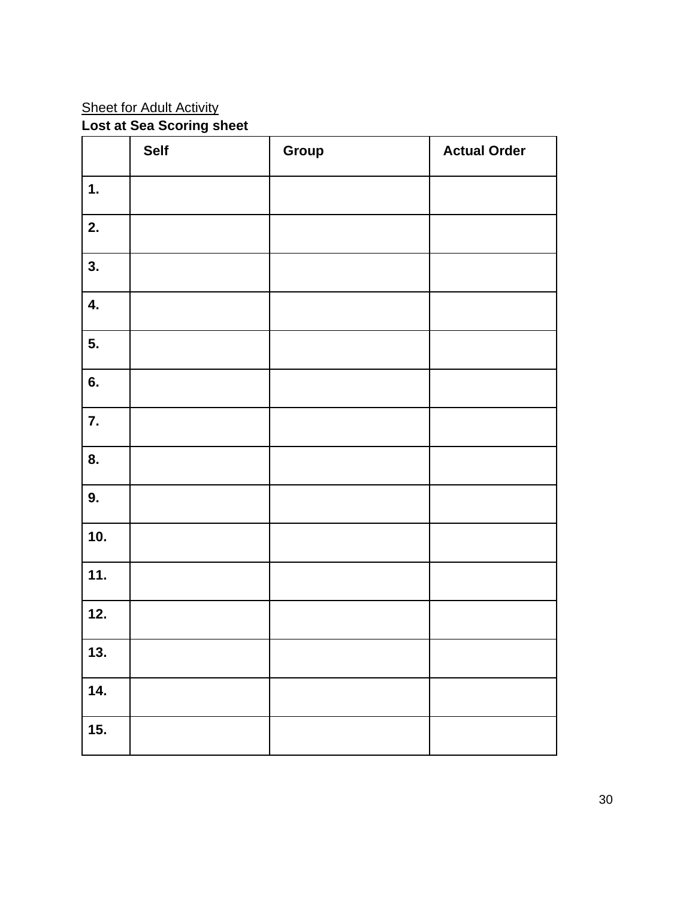<u>Sheet for Adult Activity</u>

**Lost at Sea Scoring sheet**

| | Self | Group | Actual Order |
|---|---|---|---|
| **1.** | | | |
| **2.** | | | |
| **3.** | | | |
| **4.** | | | |
| **5.** | | | |
| **6.** | | | |
| **7.** | | | |
| **8.** | | | |
| **9.** | | | |
| **10.** | | | |
| **11.** | | | |
| **12.** | | | |
| **13.** | | | |
| **14.** | | | |
| **15.** | | | |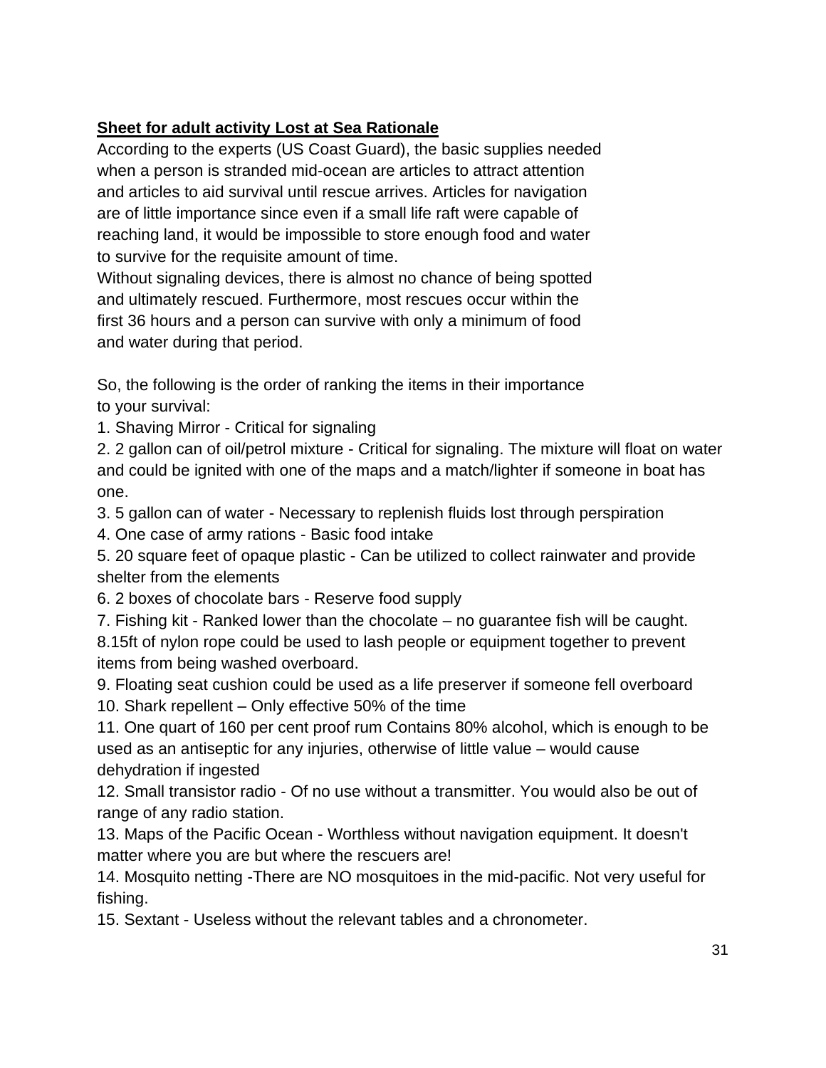**<u>Sheet for adult activity Lost at Sea Rationale</u>**

According to the experts (US Coast Guard), the basic supplies needed when a person is stranded mid-ocean are articles to attract attention and articles to aid survival until rescue arrives. Articles for navigation are of little importance since even if a small life raft were capable of reaching land, it would be impossible to store enough food and water to survive for the requisite amount of time.

Without signaling devices, there is almost no chance of being spotted and ultimately rescued. Furthermore, most rescues occur within the first 36 hours and a person can survive with only a minimum of food and water during that period.

So, the following is the order of ranking the items in their importance to your survival:

1. Shaving Mirror - Critical for signaling
2. 2 gallon can of oil/petrol mixture - Critical for signaling. The mixture will float on water and could be ignited with one of the maps and a match/lighter if someone in boat has one.
3. 5 gallon can of water - Necessary to replenish fluids lost through perspiration
4. One case of army rations - Basic food intake
5. 20 square feet of opaque plastic - Can be utilized to collect rainwater and provide shelter from the elements
6. 2 boxes of chocolate bars - Reserve food supply
7. Fishing kit - Ranked lower than the chocolate – no guarantee fish will be caught.
8. 15ft of nylon rope could be used to lash people or equipment together to prevent items from being washed overboard.
9. Floating seat cushion could be used as a life preserver if someone fell overboard
10. Shark repellent – Only effective 50% of the time
11. One quart of 160 per cent proof rum Contains 80% alcohol, which is enough to be used as an antiseptic for any injuries, otherwise of little value – would cause dehydration if ingested
12. Small transistor radio - Of no use without a transmitter. You would also be out of range of any radio station.
13. Maps of the Pacific Ocean - Worthless without navigation equipment. It doesn't matter where you are but where the rescuers are!
14. Mosquito netting -There are NO mosquitoes in the mid-pacific. Not very useful for fishing.
15. Sextant - Useless without the relevant tables and a chronometer.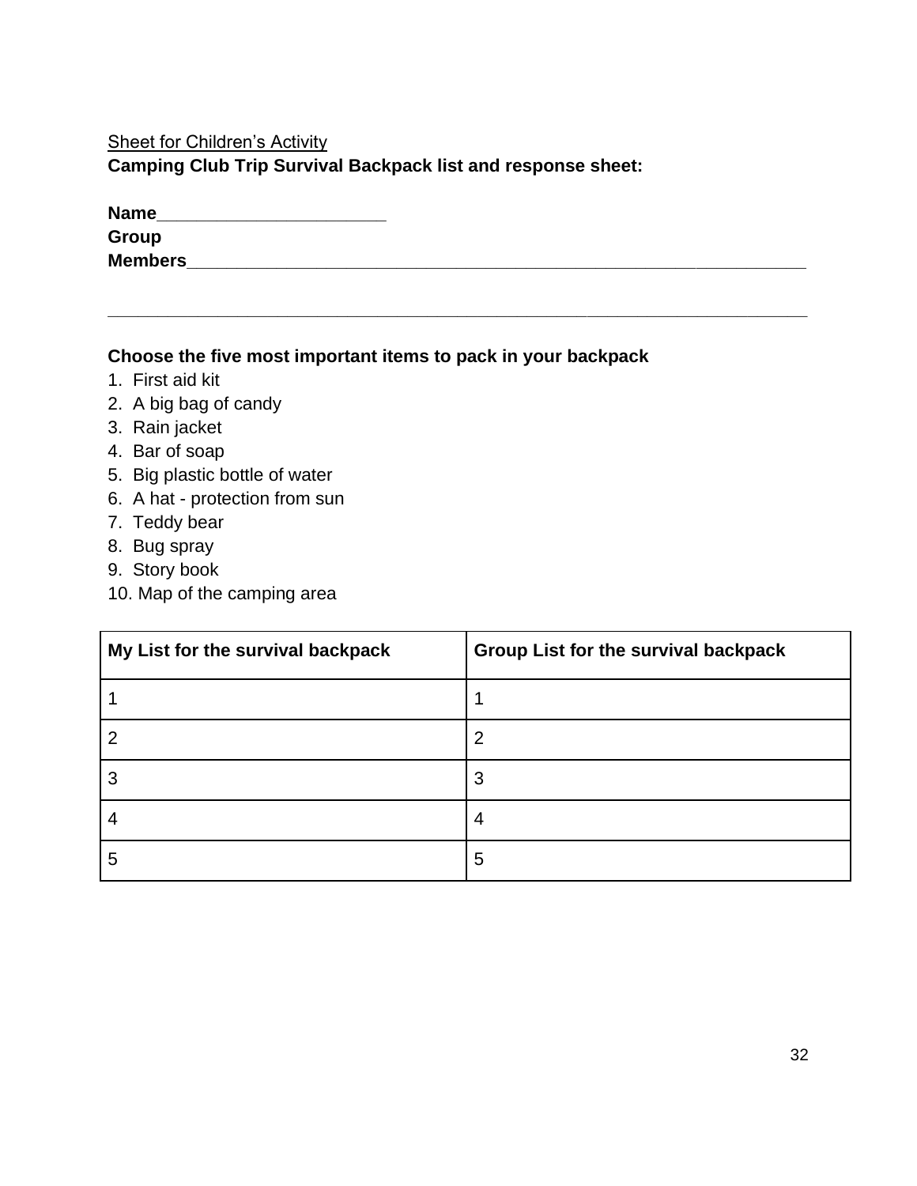Sheet for Children's Activity

**Camping Club Trip Survival Backpack list and response sheet:**

**Name**_______________________

**Group Members**_________________________________________________________________

_________________________________________________________________________

**Choose the five most important items to pack in your backpack**

1. First aid kit
2. A big bag of candy
3. Rain jacket
4. Bar of soap
5. Big plastic bottle of water
6. A hat - protection from sun
7. Teddy bear
8. Bug spray
9. Story book
10. Map of the camping area

| My List for the survival backpack | Group List for the survival backpack |
|---|---|
| 1 | 1 |
| 2 | 2 |
| 3 | 3 |
| 4 | 4 |
| 5 | 5 |